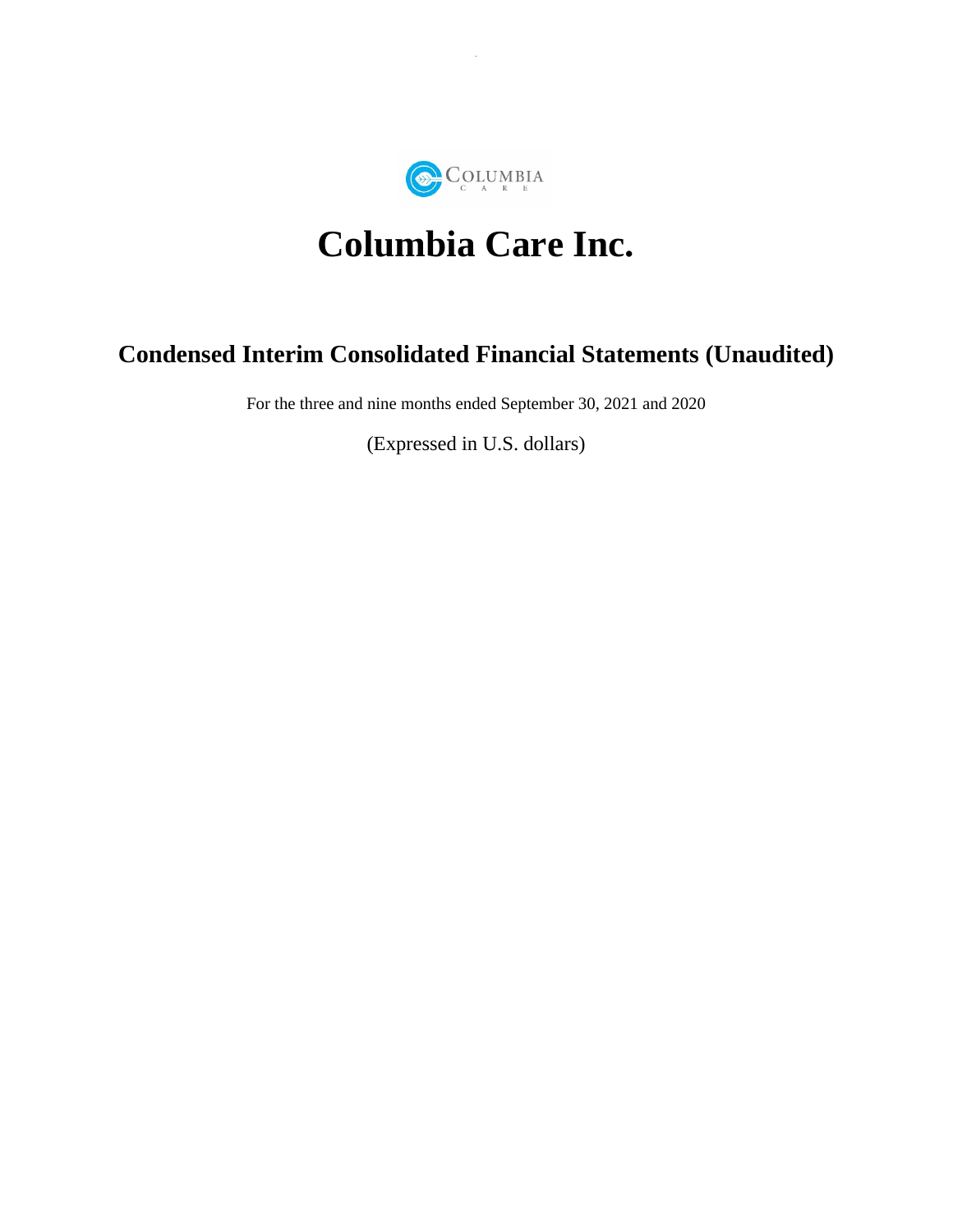# Columbia Care Inc.

## Condensed Interim Consolidated Financial Statements (Unaudited)

For the three and nine months ended September 30, 2021 and 2020

(Expressed in U.S. dollars)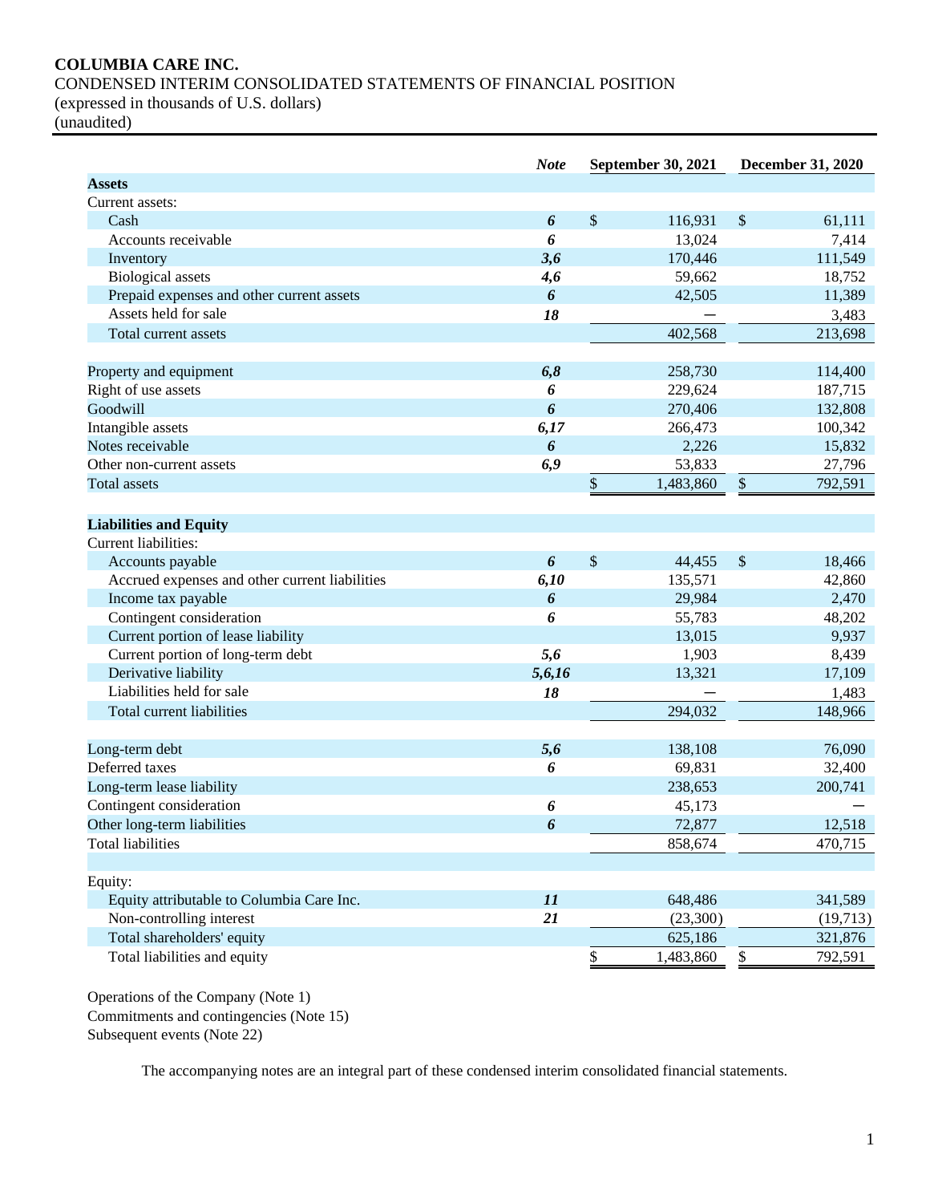**COLUMBIA CARE INC.**

CONDENSED INTERIM CONSOLIDATED STATEMENTS OF FINANCIAL POSITION

(expressed in thousands of U.S. dollars)

(unaudited)

| | Note | September 30, 2021 | December 31, 2020 |
|---|---|---|---|
| **Assets** | | | |
| Current assets: | | | |
| Cash | *6* | $ 116,931 | $ 61,111 |
| Accounts receivable | *6* | 13,024 | 7,414 |
| Inventory | *3,6* | 170,446 | 111,549 |
| Biological assets | *4,6* | 59,662 | 18,752 |
| Prepaid expenses and other current assets | *6* | 42,505 | 11,389 |
| Assets held for sale | *18* | — | 3,483 |
| Total current assets | | 402,568 | 213,698 |
| | | | |
| Property and equipment | *6,8* | 258,730 | 114,400 |
| Right of use assets | *6* | 229,624 | 187,715 |
| Goodwill | *6* | 270,406 | 132,808 |
| Intangible assets | *6,17* | 266,473 | 100,342 |
| Notes receivable | *6* | 2,226 | 15,832 |
| Other non-current assets | *6,9* | 53,833 | 27,796 |
| Total assets | | $ 1,483,860 | $ 792,591 |
| | | | |
| **Liabilities and Equity** | | | |
| Current liabilities: | | | |
| Accounts payable | *6* | $ 44,455 | $ 18,466 |
| Accrued expenses and other current liabilities | *6,10* | 135,571 | 42,860 |
| Income tax payable | *6* | 29,984 | 2,470 |
| Contingent consideration | *6* | 55,783 | 48,202 |
| Current portion of lease liability | | 13,015 | 9,937 |
| Current portion of long-term debt | *5,6* | 1,903 | 8,439 |
| Derivative liability | *5,6,16* | 13,321 | 17,109 |
| Liabilities held for sale | *18* | — | 1,483 |
| Total current liabilities | | 294,032 | 148,966 |
| | | | |
| Long-term debt | *5,6* | 138,108 | 76,090 |
| Deferred taxes | *6* | 69,831 | 32,400 |
| Long-term lease liability | | 238,653 | 200,741 |
| Contingent consideration | *6* | 45,173 | — |
| Other long-term liabilities | *6* | 72,877 | 12,518 |
| Total liabilities | | 858,674 | 470,715 |
| | | | |
| Equity: | | | |
| Equity attributable to Columbia Care Inc. | *11* | 648,486 | 341,589 |
| Non-controlling interest | *21* | (23,300) | (19,713) |
| Total shareholders' equity | | 625,186 | 321,876 |
| Total liabilities and equity | | $ 1,483,860 | $ 792,591 |

Operations of the Company (Note 1)

Commitments and contingencies (Note 15)

Subsequent events (Note 22)

The accompanying notes are an integral part of these condensed interim consolidated financial statements.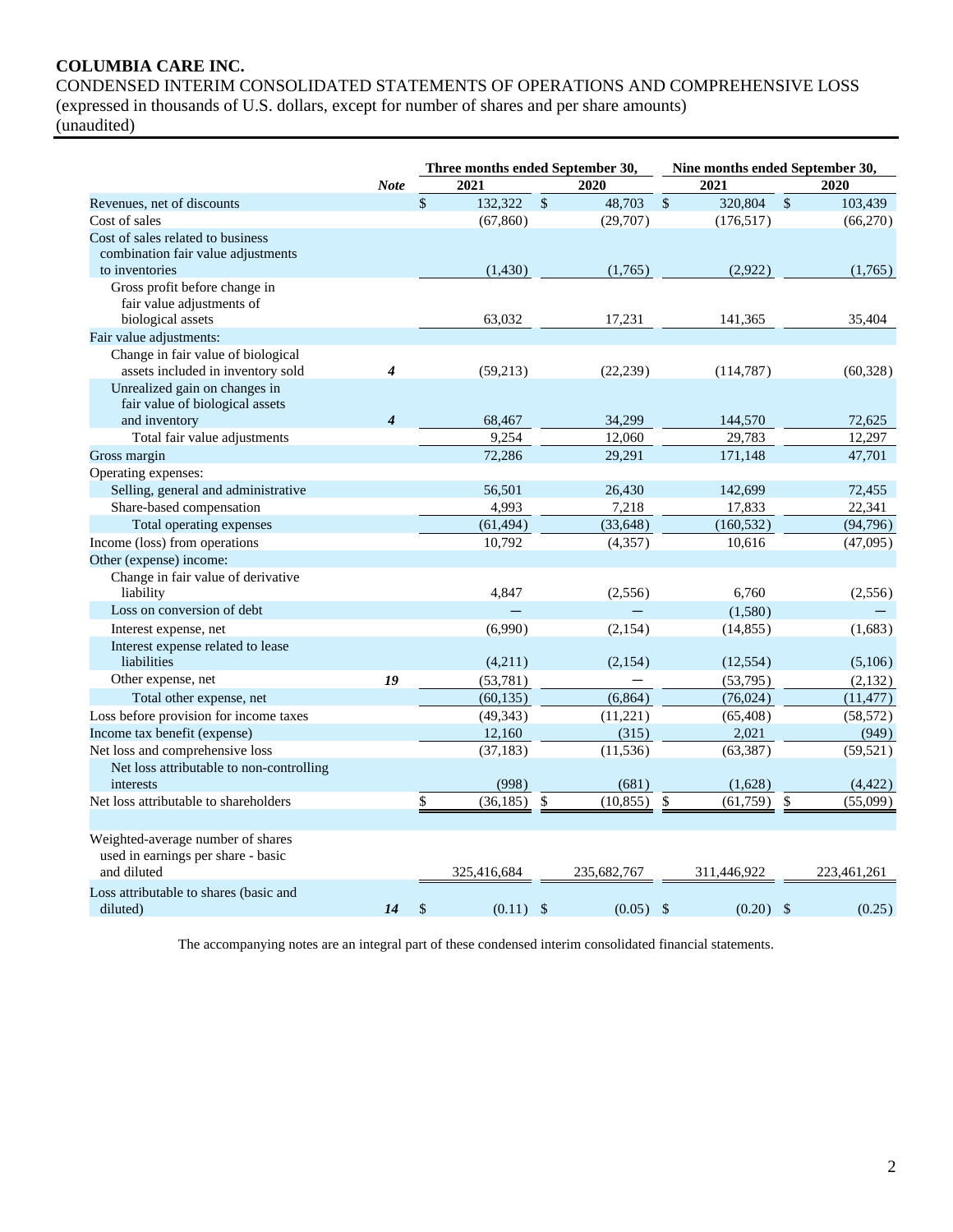**COLUMBIA CARE INC.**

CONDENSED INTERIM CONSOLIDATED STATEMENTS OF OPERATIONS AND COMPREHENSIVE LOSS
(expressed in thousands of U.S. dollars, except for number of shares and per share amounts)
(unaudited)

| | *Note* | Three months ended September 30, 2021 | Three months ended September 30, 2020 | Nine months ended September 30, 2021 | Nine months ended September 30, 2020 |
|---|---|---|---|---|---|
| Revenues, net of discounts | | $ 132,322 | $ 48,703 | $ 320,804 | $ 103,439 |
| Cost of sales | | (67,860) | (29,707) | (176,517) | (66,270) |
| Cost of sales related to business combination fair value adjustments to inventories | | (1,430) | (1,765) | (2,922) | (1,765) |
| Gross profit before change in fair value adjustments of biological assets | | 63,032 | 17,231 | 141,365 | 35,404 |
| Fair value adjustments: | | | | | |
| Change in fair value of biological assets included in inventory sold | *4* | (59,213) | (22,239) | (114,787) | (60,328) |
| Unrealized gain on changes in fair value of biological assets and inventory | *4* | 68,467 | 34,299 | 144,570 | 72,625 |
| Total fair value adjustments | | 9,254 | 12,060 | 29,783 | 12,297 |
| Gross margin | | 72,286 | 29,291 | 171,148 | 47,701 |
| Operating expenses: | | | | | |
| Selling, general and administrative | | 56,501 | 26,430 | 142,699 | 72,455 |
| Share-based compensation | | 4,993 | 7,218 | 17,833 | 22,341 |
| Total operating expenses | | (61,494) | (33,648) | (160,532) | (94,796) |
| Income (loss) from operations | | 10,792 | (4,357) | 10,616 | (47,095) |
| Other (expense) income: | | | | | |
| Change in fair value of derivative liability | | 4,847 | (2,556) | 6,760 | (2,556) |
| Loss on conversion of debt | | — | — | (1,580) | — |
| Interest expense, net | | (6,990) | (2,154) | (14,855) | (1,683) |
| Interest expense related to lease liabilities | | (4,211) | (2,154) | (12,554) | (5,106) |
| Other expense, net | *19* | (53,781) | — | (53,795) | (2,132) |
| Total other expense, net | | (60,135) | (6,864) | (76,024) | (11,477) |
| Loss before provision for income taxes | | (49,343) | (11,221) | (65,408) | (58,572) |
| Income tax benefit (expense) | | 12,160 | (315) | 2,021 | (949) |
| Net loss and comprehensive loss | | (37,183) | (11,536) | (63,387) | (59,521) |
| Net loss attributable to non-controlling interests | | (998) | (681) | (1,628) | (4,422) |
| Net loss attributable to shareholders | | $ (36,185) | $ (10,855) | $ (61,759) | $ (55,099) |
| | | | | | |
| Weighted-average number of shares used in earnings per share - basic and diluted | | 325,416,684 | 235,682,767 | 311,446,922 | 223,461,261 |
| Loss attributable to shares (basic and diluted) | *14* | $ (0.11) | $ (0.05) | $ (0.20) | $ (0.25) |

The accompanying notes are an integral part of these condensed interim consolidated financial statements.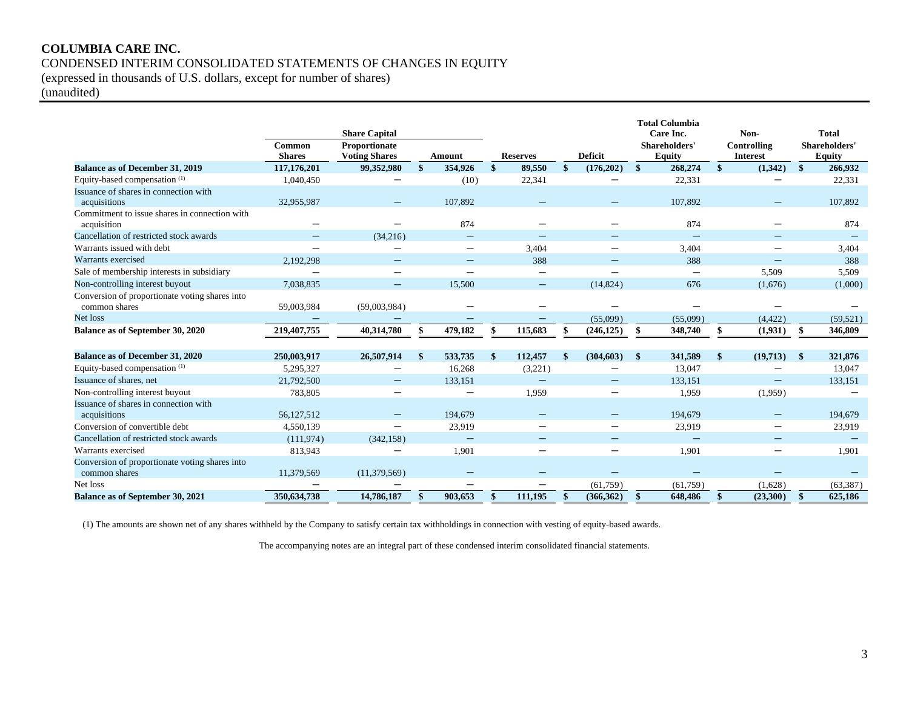**COLUMBIA CARE INC.**
CONDENSED INTERIM CONSOLIDATED STATEMENTS OF CHANGES IN EQUITY
(expressed in thousands of U.S. dollars, except for number of shares)
(unaudited)

| | Share Capital | | | | | Total Columbia Care Inc. | Non- | Total |
|---|---|---|---|---|---|---|---|---|
| | Common Shares | Proportionate Voting Shares | Amount | Reserves | Deficit | Shareholders' Equity | Controlling Interest | Shareholders' Equity |
| **Balance as of December 31, 2019** | **117,176,201** | **99,352,980** | **$ 354,926** | **$ 89,550** | **$ (176,202)** | **$ 268,274** | **$ (1,342)** | **$ 266,932** |
| Equity-based compensation (1) | 1,040,450 | — | (10) | 22,341 | — | 22,331 | — | 22,331 |
| Issuance of shares in connection with acquisitions | 32,955,987 | — | 107,892 | — | — | 107,892 | — | 107,892 |
| Commitment to issue shares in connection with acquisition | — | — | 874 | — | — | 874 | — | 874 |
| Cancellation of restricted stock awards | — | (34,216) | — | — | — | — | — | — |
| Warrants issued with debt | — | — | — | 3,404 | — | 3,404 | — | 3,404 |
| Warrants exercised | 2,192,298 | — | — | 388 | — | 388 | — | 388 |
| Sale of membership interests in subsidiary | — | — | — | — | — | — | 5,509 | 5,509 |
| Non-controlling interest buyout | 7,038,835 | — | 15,500 | — | (14,824) | 676 | (1,676) | (1,000) |
| Conversion of proportionate voting shares into common shares | 59,003,984 | (59,003,984) | — | — | — | — | — | — |
| Net loss | — | — | — | — | (55,099) | (55,099) | (4,422) | (59,521) |
| **Balance as of September 30, 2020** | **219,407,755** | **40,314,780** | **$ 479,182** | **$ 115,683** | **$ (246,125)** | **$ 348,740** | **$ (1,931)** | **$ 346,809** |
| | | | | | | | | |
| **Balance as of December 31, 2020** | **250,003,917** | **26,507,914** | **$ 533,735** | **$ 112,457** | **$ (304,603)** | **$ 341,589** | **$ (19,713)** | **$ 321,876** |
| Equity-based compensation (1) | 5,295,327 | — | 16,268 | (3,221) | — | 13,047 | — | 13,047 |
| Issuance of shares, net | 21,792,500 | — | 133,151 | — | — | 133,151 | — | 133,151 |
| Non-controlling interest buyout | 783,805 | — | — | 1,959 | — | 1,959 | (1,959) | — |
| Issuance of shares in connection with acquisitions | 56,127,512 | — | 194,679 | — | — | 194,679 | — | 194,679 |
| Conversion of convertible debt | 4,550,139 | — | 23,919 | — | — | 23,919 | — | 23,919 |
| Cancellation of restricted stock awards | (111,974) | (342,158) | — | — | — | — | — | — |
| Warrants exercised | 813,943 | — | 1,901 | — | — | 1,901 | — | 1,901 |
| Conversion of proportionate voting shares into common shares | 11,379,569 | (11,379,569) | — | — | — | — | — | — |
| Net loss | — | — | — | — | (61,759) | (61,759) | (1,628) | (63,387) |
| **Balance as of September 30, 2021** | **350,634,738** | **14,786,187** | **$ 903,653** | **$ 111,195** | **$ (366,362)** | **$ 648,486** | **$ (23,300)** | **$ 625,186** |

(1) The amounts are shown net of any shares withheld by the Company to satisfy certain tax withholdings in connection with vesting of equity-based awards.

The accompanying notes are an integral part of these condensed interim consolidated financial statements.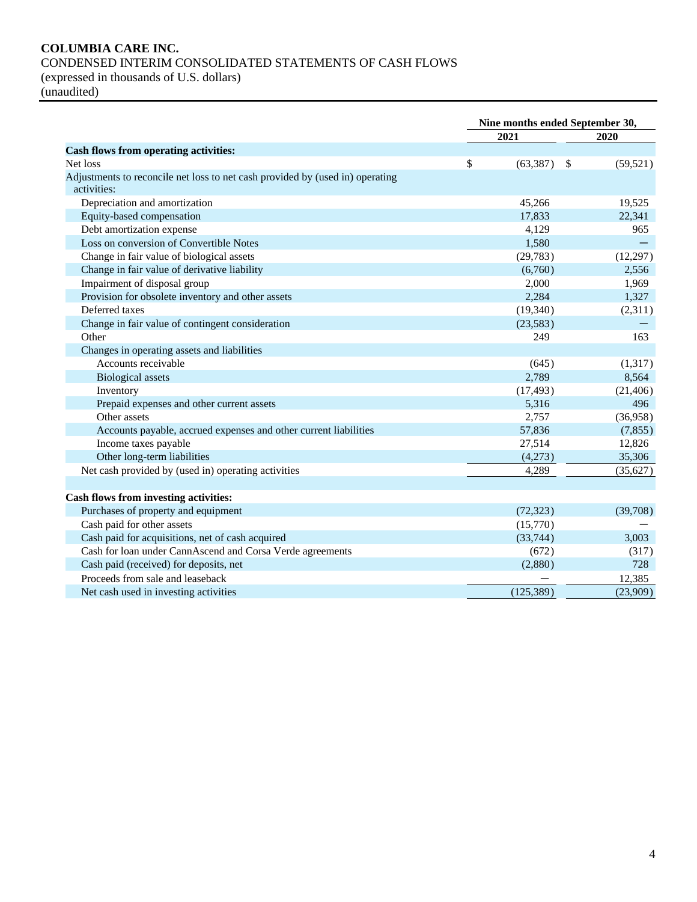**COLUMBIA CARE INC.**
CONDENSED INTERIM CONSOLIDATED STATEMENTS OF CASH FLOWS
(expressed in thousands of U.S. dollars)
(unaudited)

| | Nine months ended September 30, | |
|---|---|---|
| | 2021 | 2020 |
| **Cash flows from operating activities:** | | |
| Net loss | $ (63,387) | $ (59,521) |
| Adjustments to reconcile net loss to net cash provided by (used in) operating activities: | | |
| Depreciation and amortization | 45,266 | 19,525 |
| Equity-based compensation | 17,833 | 22,341 |
| Debt amortization expense | 4,129 | 965 |
| Loss on conversion of Convertible Notes | 1,580 | — |
| Change in fair value of biological assets | (29,783) | (12,297) |
| Change in fair value of derivative liability | (6,760) | 2,556 |
| Impairment of disposal group | 2,000 | 1,969 |
| Provision for obsolete inventory and other assets | 2,284 | 1,327 |
| Deferred taxes | (19,340) | (2,311) |
| Change in fair value of contingent consideration | (23,583) | — |
| Other | 249 | 163 |
| Changes in operating assets and liabilities | | |
| Accounts receivable | (645) | (1,317) |
| Biological assets | 2,789 | 8,564 |
| Inventory | (17,493) | (21,406) |
| Prepaid expenses and other current assets | 5,316 | 496 |
| Other assets | 2,757 | (36,958) |
| Accounts payable, accrued expenses and other current liabilities | 57,836 | (7,855) |
| Income taxes payable | 27,514 | 12,826 |
| Other long-term liabilities | (4,273) | 35,306 |
| Net cash provided by (used in) operating activities | 4,289 | (35,627) |
| | | |
| **Cash flows from investing activities:** | | |
| Purchases of property and equipment | (72,323) | (39,708) |
| Cash paid for other assets | (15,770) | — |
| Cash paid for acquisitions, net of cash acquired | (33,744) | 3,003 |
| Cash for loan under CannAscend and Corsa Verde agreements | (672) | (317) |
| Cash paid (received) for deposits, net | (2,880) | 728 |
| Proceeds from sale and leaseback | — | 12,385 |
| Net cash used in investing activities | (125,389) | (23,909) |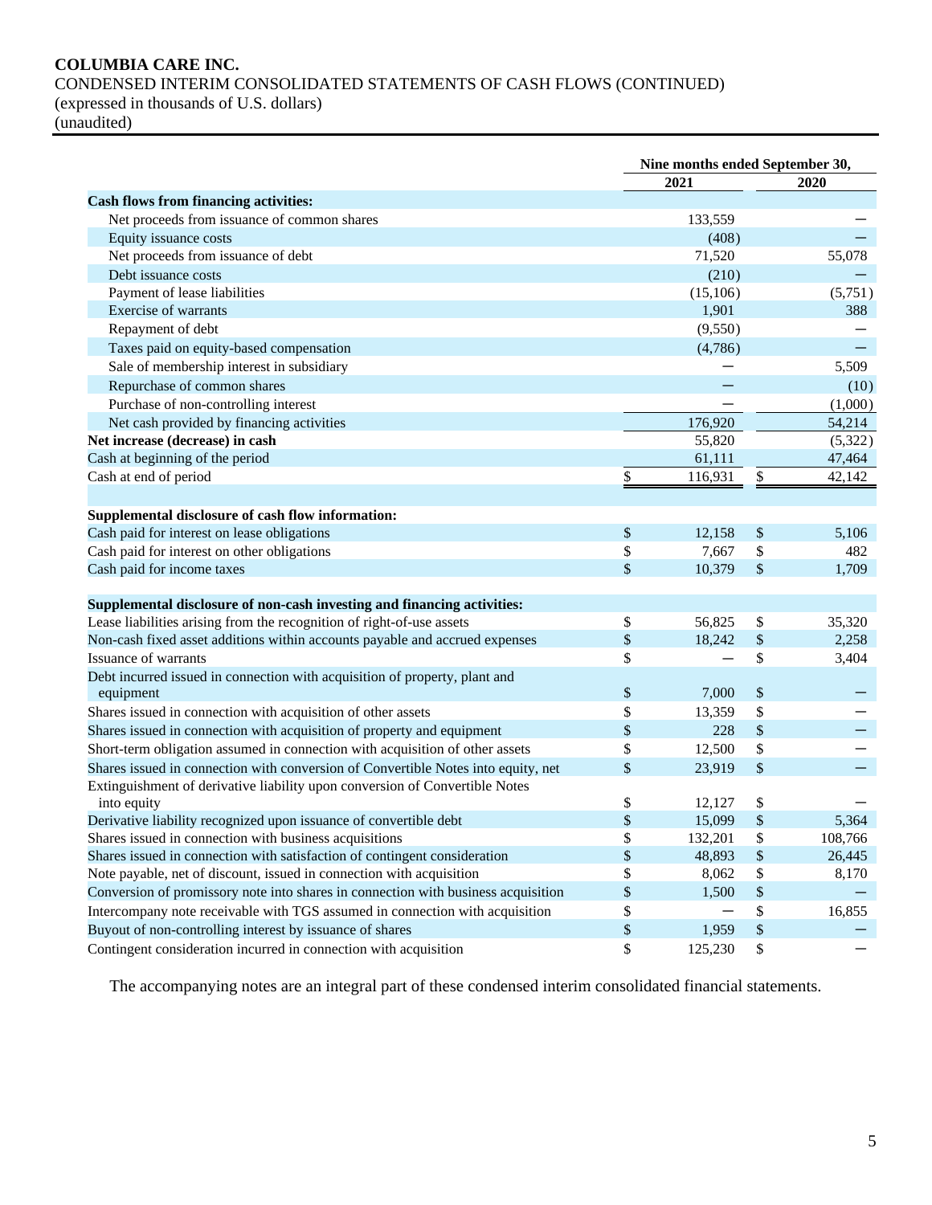**COLUMBIA CARE INC.**
CONDENSED INTERIM CONSOLIDATED STATEMENTS OF CASH FLOWS (CONTINUED)
(expressed in thousands of U.S. dollars)
(unaudited)

| | Nine months ended September 30, | |
|---|---|---|
| | 2021 | 2020 |
| **Cash flows from financing activities:** | | |
| Net proceeds from issuance of common shares | 133,559 | — |
| Equity issuance costs | (408) | — |
| Net proceeds from issuance of debt | 71,520 | 55,078 |
| Debt issuance costs | (210) | — |
| Payment of lease liabilities | (15,106) | (5,751) |
| Exercise of warrants | 1,901 | 388 |
| Repayment of debt | (9,550) | — |
| Taxes paid on equity-based compensation | (4,786) | — |
| Sale of membership interest in subsidiary | — | 5,509 |
| Repurchase of common shares | — | (10) |
| Purchase of non-controlling interest | — | (1,000) |
| Net cash provided by financing activities | 176,920 | 54,214 |
| **Net increase (decrease) in cash** | 55,820 | (5,322) |
| Cash at beginning of the period | 61,111 | 47,464 |
| Cash at end of period | $ 116,931 | $ 42,142 |
| | | |
| **Supplemental disclosure of cash flow information:** | | |
| Cash paid for interest on lease obligations | $ 12,158 | $ 5,106 |
| Cash paid for interest on other obligations | $ 7,667 | $ 482 |
| Cash paid for income taxes | $ 10,379 | $ 1,709 |
| | | |
| **Supplemental disclosure of non-cash investing and financing activities:** | | |
| Lease liabilities arising from the recognition of right-of-use assets | $ 56,825 | $ 35,320 |
| Non-cash fixed asset additions within accounts payable and accrued expenses | $ 18,242 | $ 2,258 |
| Issuance of warrants | $ — | $ 3,404 |
| Debt incurred issued in connection with acquisition of property, plant and equipment | $ 7,000 | $ — |
| Shares issued in connection with acquisition of other assets | $ 13,359 | $ — |
| Shares issued in connection with acquisition of property and equipment | $ 228 | $ — |
| Short-term obligation assumed in connection with acquisition of other assets | $ 12,500 | $ — |
| Shares issued in connection with conversion of Convertible Notes into equity, net | $ 23,919 | $ — |
| Extinguishment of derivative liability upon conversion of Convertible Notes into equity | $ 12,127 | $ — |
| Derivative liability recognized upon issuance of convertible debt | $ 15,099 | $ 5,364 |
| Shares issued in connection with business acquisitions | $ 132,201 | $ 108,766 |
| Shares issued in connection with satisfaction of contingent consideration | $ 48,893 | $ 26,445 |
| Note payable, net of discount, issued in connection with acquisition | $ 8,062 | $ 8,170 |
| Conversion of promissory note into shares in connection with business acquisition | $ 1,500 | $ — |
| Intercompany note receivable with TGS assumed in connection with acquisition | $ — | $ 16,855 |
| Buyout of non-controlling interest by issuance of shares | $ 1,959 | $ — |
| Contingent consideration incurred in connection with acquisition | $ 125,230 | $ — |

The accompanying notes are an integral part of these condensed interim consolidated financial statements.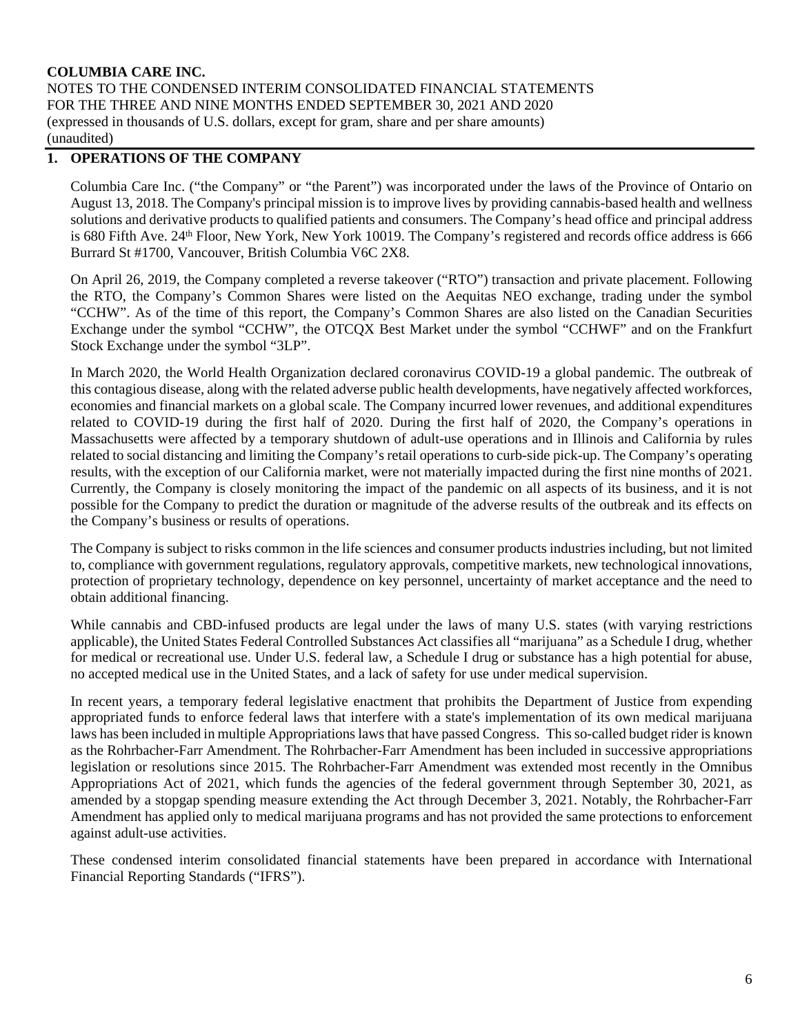## 1. OPERATIONS OF THE COMPANY

Columbia Care Inc. ("the Company" or "the Parent") was incorporated under the laws of the Province of Ontario on August 13, 2018. The Company's principal mission is to improve lives by providing cannabis-based health and wellness solutions and derivative products to qualified patients and consumers. The Company's head office and principal address is 680 Fifth Ave. 24th Floor, New York, New York 10019. The Company's registered and records office address is 666 Burrard St #1700, Vancouver, British Columbia V6C 2X8.

On April 26, 2019, the Company completed a reverse takeover ("RTO") transaction and private placement. Following the RTO, the Company's Common Shares were listed on the Aequitas NEO exchange, trading under the symbol "CCHW". As of the time of this report, the Company's Common Shares are also listed on the Canadian Securities Exchange under the symbol "CCHW", the OTCQX Best Market under the symbol "CCHWF" and on the Frankfurt Stock Exchange under the symbol "3LP".

In March 2020, the World Health Organization declared coronavirus COVID-19 a global pandemic. The outbreak of this contagious disease, along with the related adverse public health developments, have negatively affected workforces, economies and financial markets on a global scale. The Company incurred lower revenues, and additional expenditures related to COVID-19 during the first half of 2020. During the first half of 2020, the Company's operations in Massachusetts were affected by a temporary shutdown of adult-use operations and in Illinois and California by rules related to social distancing and limiting the Company's retail operations to curb-side pick-up. The Company's operating results, with the exception of our California market, were not materially impacted during the first nine months of 2021. Currently, the Company is closely monitoring the impact of the pandemic on all aspects of its business, and it is not possible for the Company to predict the duration or magnitude of the adverse results of the outbreak and its effects on the Company's business or results of operations.

The Company is subject to risks common in the life sciences and consumer products industries including, but not limited to, compliance with government regulations, regulatory approvals, competitive markets, new technological innovations, protection of proprietary technology, dependence on key personnel, uncertainty of market acceptance and the need to obtain additional financing.

While cannabis and CBD-infused products are legal under the laws of many U.S. states (with varying restrictions applicable), the United States Federal Controlled Substances Act classifies all "marijuana" as a Schedule I drug, whether for medical or recreational use. Under U.S. federal law, a Schedule I drug or substance has a high potential for abuse, no accepted medical use in the United States, and a lack of safety for use under medical supervision.

In recent years, a temporary federal legislative enactment that prohibits the Department of Justice from expending appropriated funds to enforce federal laws that interfere with a state's implementation of its own medical marijuana laws has been included in multiple Appropriations laws that have passed Congress. This so-called budget rider is known as the Rohrbacher-Farr Amendment. The Rohrbacher-Farr Amendment has been included in successive appropriations legislation or resolutions since 2015. The Rohrbacher-Farr Amendment was extended most recently in the Omnibus Appropriations Act of 2021, which funds the agencies of the federal government through September 30, 2021, as amended by a stopgap spending measure extending the Act through December 3, 2021. Notably, the Rohrbacher-Farr Amendment has applied only to medical marijuana programs and has not provided the same protections to enforcement against adult-use activities.

These condensed interim consolidated financial statements have been prepared in accordance with International Financial Reporting Standards ("IFRS").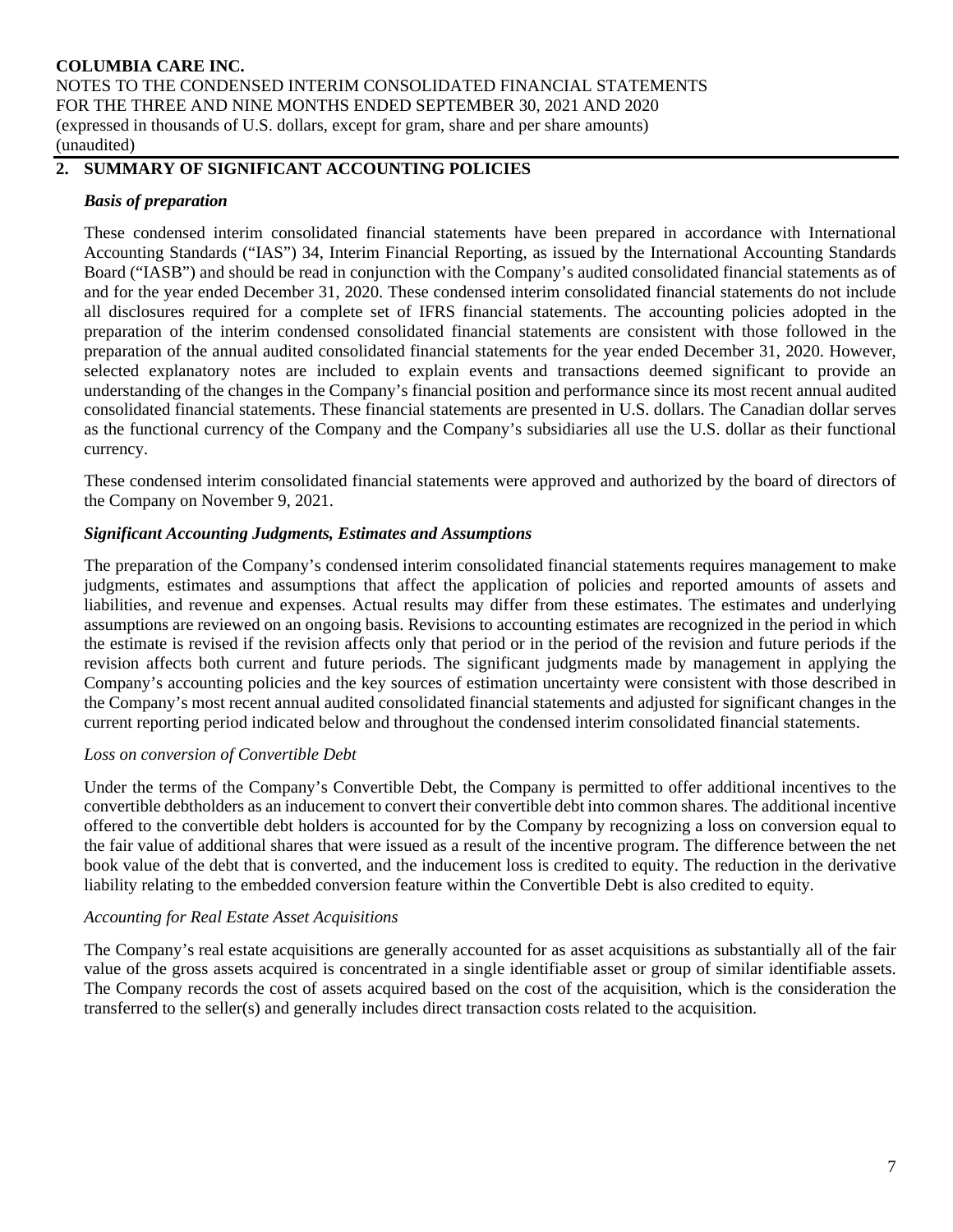## 2. SUMMARY OF SIGNIFICANT ACCOUNTING POLICIES

***Basis of preparation***

These condensed interim consolidated financial statements have been prepared in accordance with International Accounting Standards ("IAS") 34, Interim Financial Reporting, as issued by the International Accounting Standards Board ("IASB") and should be read in conjunction with the Company's audited consolidated financial statements as of and for the year ended December 31, 2020. These condensed interim consolidated financial statements do not include all disclosures required for a complete set of IFRS financial statements. The accounting policies adopted in the preparation of the interim condensed consolidated financial statements are consistent with those followed in the preparation of the annual audited consolidated financial statements for the year ended December 31, 2020. However, selected explanatory notes are included to explain events and transactions deemed significant to provide an understanding of the changes in the Company's financial position and performance since its most recent annual audited consolidated financial statements. These financial statements are presented in U.S. dollars. The Canadian dollar serves as the functional currency of the Company and the Company's subsidiaries all use the U.S. dollar as their functional currency.

These condensed interim consolidated financial statements were approved and authorized by the board of directors of the Company on November 9, 2021.

***Significant Accounting Judgments, Estimates and Assumptions***

The preparation of the Company's condensed interim consolidated financial statements requires management to make judgments, estimates and assumptions that affect the application of policies and reported amounts of assets and liabilities, and revenue and expenses. Actual results may differ from these estimates. The estimates and underlying assumptions are reviewed on an ongoing basis. Revisions to accounting estimates are recognized in the period in which the estimate is revised if the revision affects only that period or in the period of the revision and future periods if the revision affects both current and future periods. The significant judgments made by management in applying the Company's accounting policies and the key sources of estimation uncertainty were consistent with those described in the Company's most recent annual audited consolidated financial statements and adjusted for significant changes in the current reporting period indicated below and throughout the condensed interim consolidated financial statements.

*Loss on conversion of Convertible Debt*

Under the terms of the Company's Convertible Debt, the Company is permitted to offer additional incentives to the convertible debtholders as an inducement to convert their convertible debt into common shares. The additional incentive offered to the convertible debt holders is accounted for by the Company by recognizing a loss on conversion equal to the fair value of additional shares that were issued as a result of the incentive program. The difference between the net book value of the debt that is converted, and the inducement loss is credited to equity. The reduction in the derivative liability relating to the embedded conversion feature within the Convertible Debt is also credited to equity.

*Accounting for Real Estate Asset Acquisitions*

The Company's real estate acquisitions are generally accounted for as asset acquisitions as substantially all of the fair value of the gross assets acquired is concentrated in a single identifiable asset or group of similar identifiable assets. The Company records the cost of assets acquired based on the cost of the acquisition, which is the consideration the transferred to the seller(s) and generally includes direct transaction costs related to the acquisition.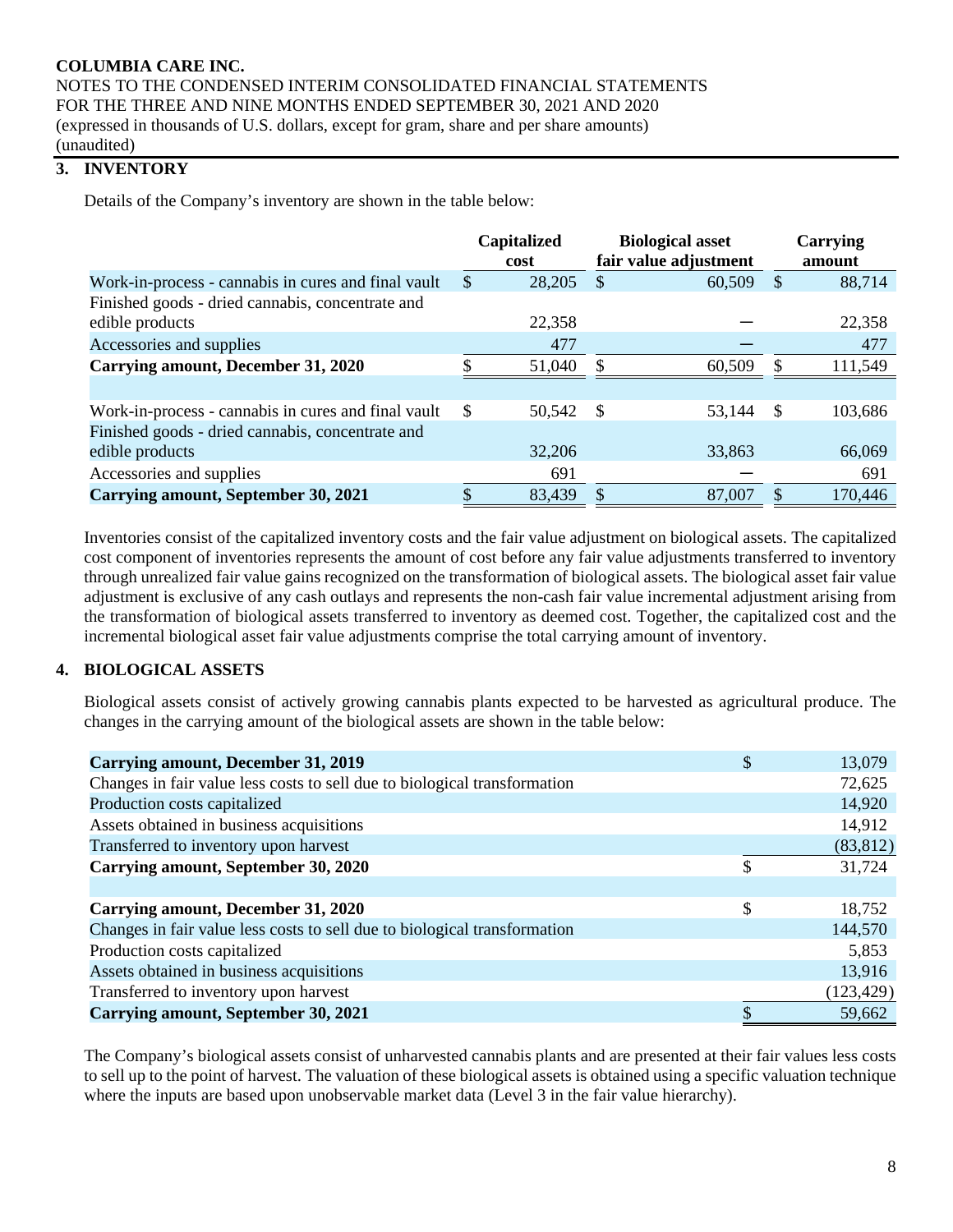## 3. INVENTORY

Details of the Company's inventory are shown in the table below:

| | Capitalized cost | Biological asset fair value adjustment | Carrying amount |
|---|---|---|---|
| Work-in-process - cannabis in cures and final vault | $ 28,205 | $ 60,509 | $ 88,714 |
| Finished goods - dried cannabis, concentrate and edible products | 22,358 | — | 22,358 |
| Accessories and supplies | 477 | — | 477 |
| **Carrying amount, December 31, 2020** | $ 51,040 | $ 60,509 | $ 111,549 |
| | | | |
| Work-in-process - cannabis in cures and final vault | $ 50,542 | $ 53,144 | $ 103,686 |
| Finished goods - dried cannabis, concentrate and edible products | 32,206 | 33,863 | 66,069 |
| Accessories and supplies | 691 | — | 691 |
| **Carrying amount, September 30, 2021** | $ 83,439 | $ 87,007 | $ 170,446 |

Inventories consist of the capitalized inventory costs and the fair value adjustment on biological assets. The capitalized cost component of inventories represents the amount of cost before any fair value adjustments transferred to inventory through unrealized fair value gains recognized on the transformation of biological assets. The biological asset fair value adjustment is exclusive of any cash outlays and represents the non-cash fair value incremental adjustment arising from the transformation of biological assets transferred to inventory as deemed cost. Together, the capitalized cost and the incremental biological asset fair value adjustments comprise the total carrying amount of inventory.

## 4. BIOLOGICAL ASSETS

Biological assets consist of actively growing cannabis plants expected to be harvested as agricultural produce. The changes in the carrying amount of the biological assets are shown in the table below:

| | |
|---|---|
| **Carrying amount, December 31, 2019** | $ 13,079 |
| Changes in fair value less costs to sell due to biological transformation | 72,625 |
| Production costs capitalized | 14,920 |
| Assets obtained in business acquisitions | 14,912 |
| Transferred to inventory upon harvest | (83,812) |
| **Carrying amount, September 30, 2020** | $ 31,724 |
| | |
| **Carrying amount, December 31, 2020** | $ 18,752 |
| Changes in fair value less costs to sell due to biological transformation | 144,570 |
| Production costs capitalized | 5,853 |
| Assets obtained in business acquisitions | 13,916 |
| Transferred to inventory upon harvest | (123,429) |
| **Carrying amount, September 30, 2021** | $ 59,662 |

The Company's biological assets consist of unharvested cannabis plants and are presented at their fair values less costs to sell up to the point of harvest. The valuation of these biological assets is obtained using a specific valuation technique where the inputs are based upon unobservable market data (Level 3 in the fair value hierarchy).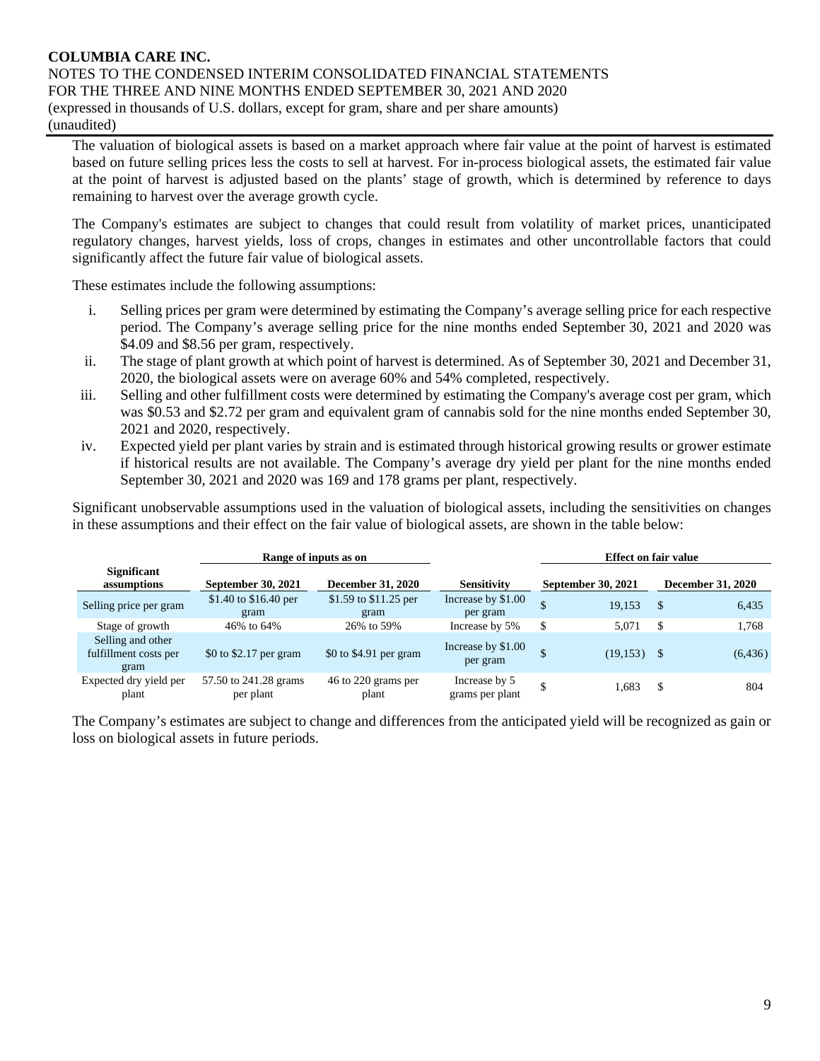The valuation of biological assets is based on a market approach where fair value at the point of harvest is estimated based on future selling prices less the costs to sell at harvest. For in-process biological assets, the estimated fair value at the point of harvest is adjusted based on the plants' stage of growth, which is determined by reference to days remaining to harvest over the average growth cycle.

The Company's estimates are subject to changes that could result from volatility of market prices, unanticipated regulatory changes, harvest yields, loss of crops, changes in estimates and other uncontrollable factors that could significantly affect the future fair value of biological assets.

These estimates include the following assumptions:

i. Selling prices per gram were determined by estimating the Company's average selling price for each respective period. The Company's average selling price for the nine months ended September 30, 2021 and 2020 was $4.09 and $8.56 per gram, respectively.

ii. The stage of plant growth at which point of harvest is determined. As of September 30, 2021 and December 31, 2020, the biological assets were on average 60% and 54% completed, respectively.

iii. Selling and other fulfillment costs were determined by estimating the Company's average cost per gram, which was $0.53 and $2.72 per gram and equivalent gram of cannabis sold for the nine months ended September 30, 2021 and 2020, respectively.

iv. Expected yield per plant varies by strain and is estimated through historical growing results or grower estimate if historical results are not available. The Company's average dry yield per plant for the nine months ended September 30, 2021 and 2020 was 169 and 178 grams per plant, respectively.

Significant unobservable assumptions used in the valuation of biological assets, including the sensitivities on changes in these assumptions and their effect on the fair value of biological assets, are shown in the table below:

| | Range of inputs as on | | | Effect on fair value | |
|---|---|---|---|---|---|
| **Significant assumptions** | **September 30, 2021** | **December 31, 2020** | **Sensitivity** | **September 30, 2021** | **December 31, 2020** |
| Selling price per gram | $1.40 to $16.40 per gram | $1.59 to $11.25 per gram | Increase by $1.00 per gram | $ 19,153 | $ 6,435 |
| Stage of growth | 46% to 64% | 26% to 59% | Increase by 5% | $ 5,071 | $ 1,768 |
| Selling and other fulfillment costs per gram | $0 to $2.17 per gram | $0 to $4.91 per gram | Increase by $1.00 per gram | $ (19,153) | $ (6,436) |
| Expected dry yield per plant | 57.50 to 241.28 grams per plant | 46 to 220 grams per plant | Increase by 5 grams per plant | $ 1,683 | $ 804 |

The Company's estimates are subject to change and differences from the anticipated yield will be recognized as gain or loss on biological assets in future periods.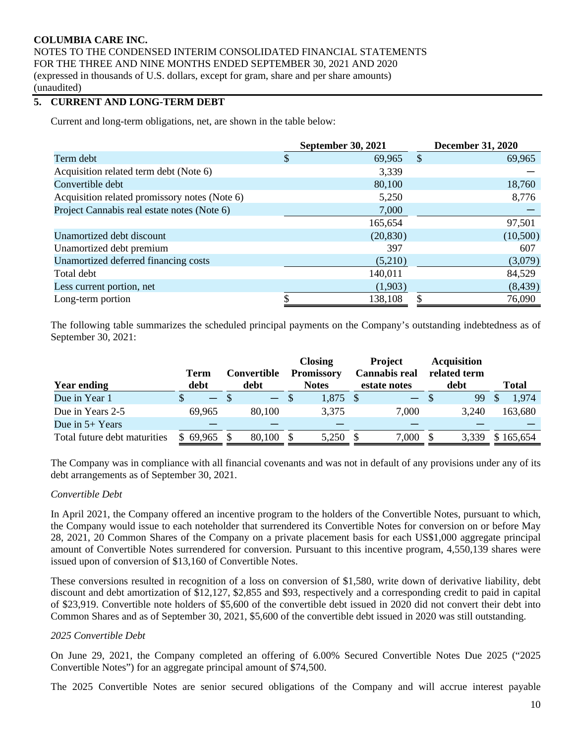**COLUMBIA CARE INC.**
NOTES TO THE CONDENSED INTERIM CONSOLIDATED FINANCIAL STATEMENTS
FOR THE THREE AND NINE MONTHS ENDED SEPTEMBER 30, 2021 AND 2020
(expressed in thousands of U.S. dollars, except for gram, share and per share amounts)
(unaudited)

## 5. CURRENT AND LONG-TERM DEBT

Current and long-term obligations, net, are shown in the table below:

| | September 30, 2021 | December 31, 2020 |
|---|---|---|
| Term debt | $ 69,965 | $ 69,965 |
| Acquisition related term debt (Note 6) | 3,339 | — |
| Convertible debt | 80,100 | 18,760 |
| Acquisition related promissory notes (Note 6) | 5,250 | 8,776 |
| Project Cannabis real estate notes (Note 6) | 7,000 | — |
| | 165,654 | 97,501 |
| Unamortized debt discount | (20,830) | (10,500) |
| Unamortized debt premium | 397 | 607 |
| Unamortized deferred financing costs | (5,210) | (3,079) |
| Total debt | 140,011 | 84,529 |
| Less current portion, net | (1,903) | (8,439) |
| Long-term portion | $ 138,108 | $ 76,090 |

The following table summarizes the scheduled principal payments on the Company's outstanding indebtedness as of September 30, 2021:

| Year ending | Term debt | Convertible debt | Closing Promissory Notes | Project Cannabis real estate notes | Acquisition related term debt | Total |
|---|---|---|---|---|---|---|
| Due in Year 1 | $ — | $ — | $ 1,875 | $ — | $ 99 | $ 1,974 |
| Due in Years 2-5 | 69,965 | 80,100 | 3,375 | 7,000 | 3,240 | 163,680 |
| Due in 5+ Years | — | — | — | — | — | — |
| Total future debt maturities | $ 69,965 | $ 80,100 | $ 5,250 | $ 7,000 | $ 3,339 | $ 165,654 |

The Company was in compliance with all financial covenants and was not in default of any provisions under any of its debt arrangements as of September 30, 2021.

*Convertible Debt*

In April 2021, the Company offered an incentive program to the holders of the Convertible Notes, pursuant to which, the Company would issue to each noteholder that surrendered its Convertible Notes for conversion on or before May 28, 2021, 20 Common Shares of the Company on a private placement basis for each US$1,000 aggregate principal amount of Convertible Notes surrendered for conversion. Pursuant to this incentive program, 4,550,139 shares were issued upon of conversion of $13,160 of Convertible Notes.

These conversions resulted in recognition of a loss on conversion of $1,580, write down of derivative liability, debt discount and debt amortization of $12,127, $2,855 and $93, respectively and a corresponding credit to paid in capital of $23,919. Convertible note holders of $5,600 of the convertible debt issued in 2020 did not convert their debt into Common Shares and as of September 30, 2021, $5,600 of the convertible debt issued in 2020 was still outstanding.

*2025 Convertible Debt*

On June 29, 2021, the Company completed an offering of 6.00% Secured Convertible Notes Due 2025 ("2025 Convertible Notes") for an aggregate principal amount of $74,500.

The 2025 Convertible Notes are senior secured obligations of the Company and will accrue interest payable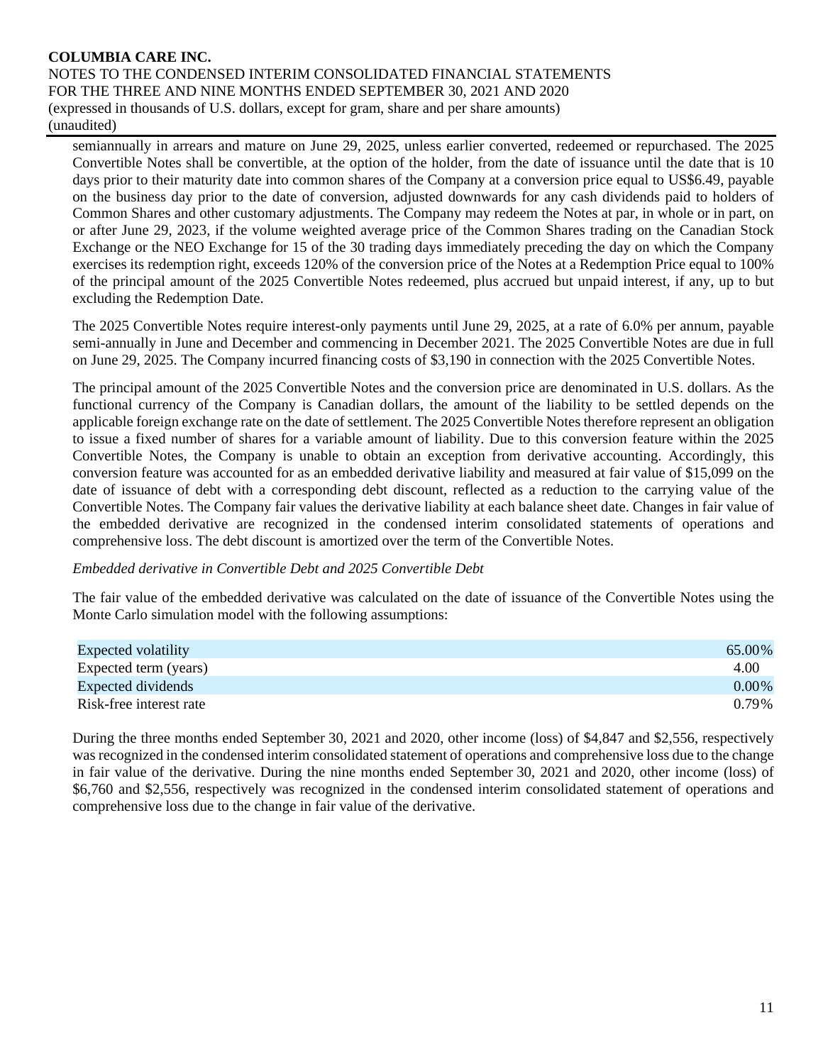semiannually in arrears and mature on June 29, 2025, unless earlier converted, redeemed or repurchased. The 2025 Convertible Notes shall be convertible, at the option of the holder, from the date of issuance until the date that is 10 days prior to their maturity date into common shares of the Company at a conversion price equal to US$6.49, payable on the business day prior to the date of conversion, adjusted downwards for any cash dividends paid to holders of Common Shares and other customary adjustments. The Company may redeem the Notes at par, in whole or in part, on or after June 29, 2023, if the volume weighted average price of the Common Shares trading on the Canadian Stock Exchange or the NEO Exchange for 15 of the 30 trading days immediately preceding the day on which the Company exercises its redemption right, exceeds 120% of the conversion price of the Notes at a Redemption Price equal to 100% of the principal amount of the 2025 Convertible Notes redeemed, plus accrued but unpaid interest, if any, up to but excluding the Redemption Date.

The 2025 Convertible Notes require interest-only payments until June 29, 2025, at a rate of 6.0% per annum, payable semi-annually in June and December and commencing in December 2021. The 2025 Convertible Notes are due in full on June 29, 2025. The Company incurred financing costs of $3,190 in connection with the 2025 Convertible Notes.

The principal amount of the 2025 Convertible Notes and the conversion price are denominated in U.S. dollars. As the functional currency of the Company is Canadian dollars, the amount of the liability to be settled depends on the applicable foreign exchange rate on the date of settlement. The 2025 Convertible Notes therefore represent an obligation to issue a fixed number of shares for a variable amount of liability. Due to this conversion feature within the 2025 Convertible Notes, the Company is unable to obtain an exception from derivative accounting. Accordingly, this conversion feature was accounted for as an embedded derivative liability and measured at fair value of $15,099 on the date of issuance of debt with a corresponding debt discount, reflected as a reduction to the carrying value of the Convertible Notes. The Company fair values the derivative liability at each balance sheet date. Changes in fair value of the embedded derivative are recognized in the condensed interim consolidated statements of operations and comprehensive loss. The debt discount is amortized over the term of the Convertible Notes.

*Embedded derivative in Convertible Debt and 2025 Convertible Debt*

The fair value of the embedded derivative was calculated on the date of issuance of the Convertible Notes using the Monte Carlo simulation model with the following assumptions:

| | |
|---|---|
| Expected volatility | 65.00% |
| Expected term (years) | 4.00 |
| Expected dividends | 0.00% |
| Risk-free interest rate | 0.79% |

During the three months ended September 30, 2021 and 2020, other income (loss) of $4,847 and $2,556, respectively was recognized in the condensed interim consolidated statement of operations and comprehensive loss due to the change in fair value of the derivative. During the nine months ended September 30, 2021 and 2020, other income (loss) of $6,760 and $2,556, respectively was recognized in the condensed interim consolidated statement of operations and comprehensive loss due to the change in fair value of the derivative.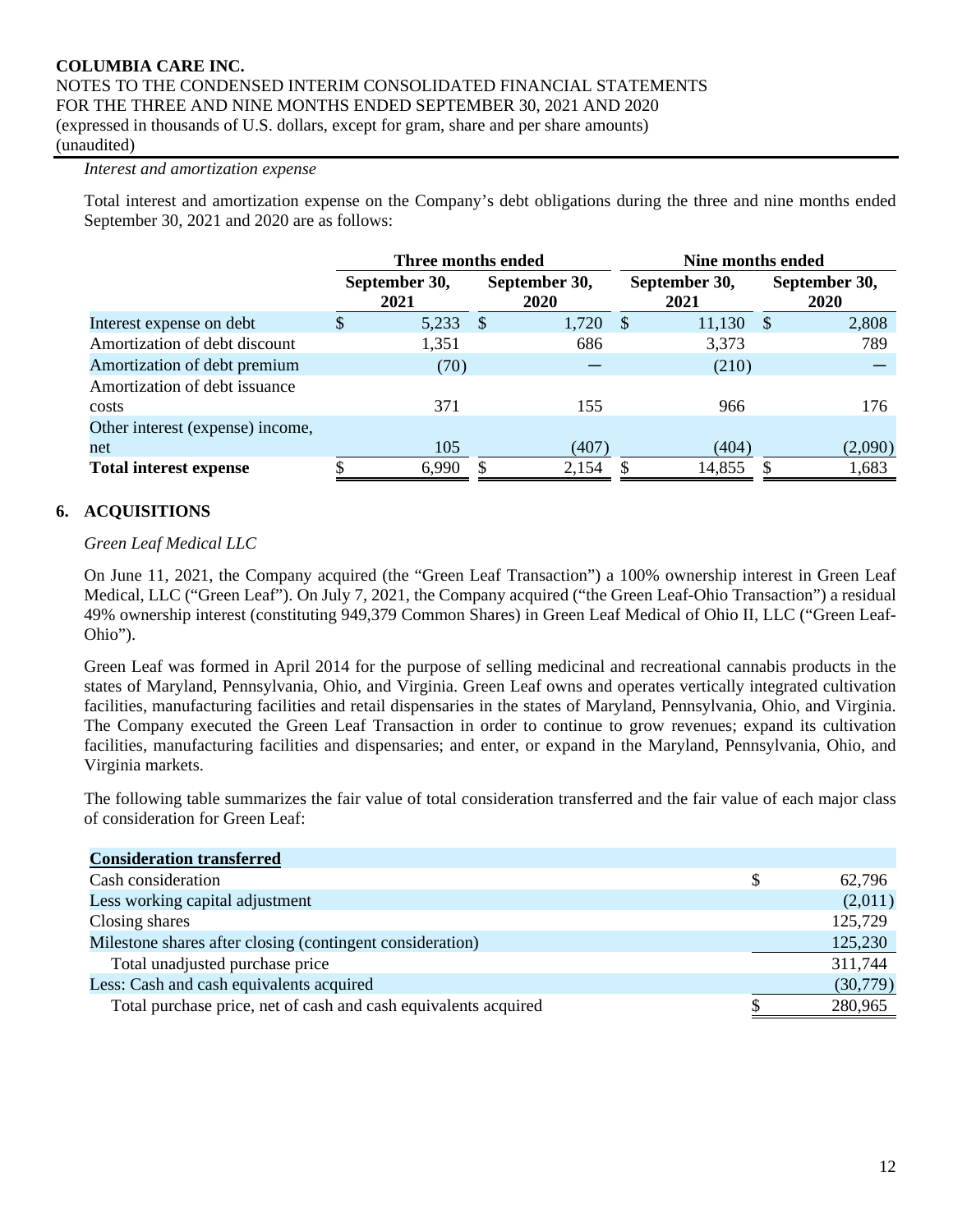*Interest and amortization expense*

Total interest and amortization expense on the Company's debt obligations during the three and nine months ended September 30, 2021 and 2020 are as follows:

| | Three months ended | | Nine months ended | |
|---|---|---|---|---|
| | September 30, 2021 | September 30, 2020 | September 30, 2021 | September 30, 2020 |
| Interest expense on debt | $ 5,233 | $ 1,720 | $ 11,130 | $ 2,808 |
| Amortization of debt discount | 1,351 | 686 | 3,373 | 789 |
| Amortization of debt premium | (70) | — | (210) | — |
| Amortization of debt issuance costs | 371 | 155 | 966 | 176 |
| Other interest (expense) income, net | 105 | (407) | (404) | (2,090) |
| **Total interest expense** | $ 6,990 | $ 2,154 | $ 14,855 | $ 1,683 |

## 6. ACQUISITIONS

*Green Leaf Medical LLC*

On June 11, 2021, the Company acquired (the "Green Leaf Transaction") a 100% ownership interest in Green Leaf Medical, LLC ("Green Leaf"). On July 7, 2021, the Company acquired ("the Green Leaf-Ohio Transaction") a residual 49% ownership interest (constituting 949,379 Common Shares) in Green Leaf Medical of Ohio II, LLC ("Green Leaf-Ohio").

Green Leaf was formed in April 2014 for the purpose of selling medicinal and recreational cannabis products in the states of Maryland, Pennsylvania, Ohio, and Virginia. Green Leaf owns and operates vertically integrated cultivation facilities, manufacturing facilities and retail dispensaries in the states of Maryland, Pennsylvania, Ohio, and Virginia. The Company executed the Green Leaf Transaction in order to continue to grow revenues; expand its cultivation facilities, manufacturing facilities and dispensaries; and enter, or expand in the Maryland, Pennsylvania, Ohio, and Virginia markets.

The following table summarizes the fair value of total consideration transferred and the fair value of each major class of consideration for Green Leaf:

| **Consideration transferred** | |
|---|---|
| Cash consideration | $ 62,796 |
| Less working capital adjustment | (2,011) |
| Closing shares | 125,729 |
| Milestone shares after closing (contingent consideration) | 125,230 |
| Total unadjusted purchase price | 311,744 |
| Less: Cash and cash equivalents acquired | (30,779) |
| Total purchase price, net of cash and cash equivalents acquired | $ 280,965 |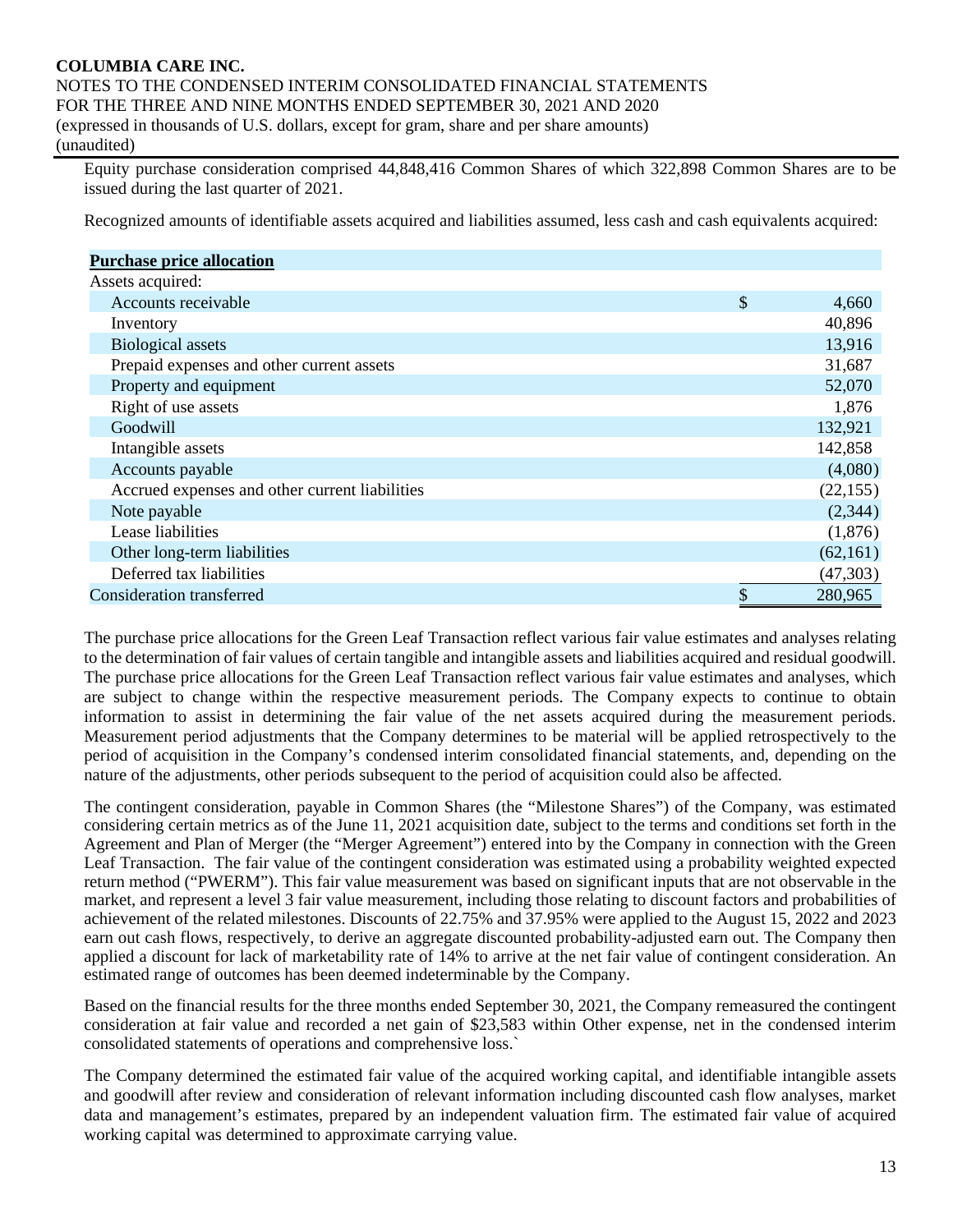Equity purchase consideration comprised 44,848,416 Common Shares of which 322,898 Common Shares are to be issued during the last quarter of 2021.

Recognized amounts of identifiable assets acquired and liabilities assumed, less cash and cash equivalents acquired:

| **Purchase price allocation** | |
|---|---|
| Assets acquired: | |
| Accounts receivable | $ 4,660 |
| Inventory | 40,896 |
| Biological assets | 13,916 |
| Prepaid expenses and other current assets | 31,687 |
| Property and equipment | 52,070 |
| Right of use assets | 1,876 |
| Goodwill | 132,921 |
| Intangible assets | 142,858 |
| Accounts payable | (4,080) |
| Accrued expenses and other current liabilities | (22,155) |
| Note payable | (2,344) |
| Lease liabilities | (1,876) |
| Other long-term liabilities | (62,161) |
| Deferred tax liabilities | (47,303) |
| Consideration transferred | $ 280,965 |

The purchase price allocations for the Green Leaf Transaction reflect various fair value estimates and analyses relating to the determination of fair values of certain tangible and intangible assets and liabilities acquired and residual goodwill. The purchase price allocations for the Green Leaf Transaction reflect various fair value estimates and analyses, which are subject to change within the respective measurement periods. The Company expects to continue to obtain information to assist in determining the fair value of the net assets acquired during the measurement periods. Measurement period adjustments that the Company determines to be material will be applied retrospectively to the period of acquisition in the Company's condensed interim consolidated financial statements, and, depending on the nature of the adjustments, other periods subsequent to the period of acquisition could also be affected.

The contingent consideration, payable in Common Shares (the "Milestone Shares") of the Company, was estimated considering certain metrics as of the June 11, 2021 acquisition date, subject to the terms and conditions set forth in the Agreement and Plan of Merger (the "Merger Agreement") entered into by the Company in connection with the Green Leaf Transaction. The fair value of the contingent consideration was estimated using a probability weighted expected return method ("PWERM"). This fair value measurement was based on significant inputs that are not observable in the market, and represent a level 3 fair value measurement, including those relating to discount factors and probabilities of achievement of the related milestones. Discounts of 22.75% and 37.95% were applied to the August 15, 2022 and 2023 earn out cash flows, respectively, to derive an aggregate discounted probability-adjusted earn out. The Company then applied a discount for lack of marketability rate of 14% to arrive at the net fair value of contingent consideration. An estimated range of outcomes has been deemed indeterminable by the Company.

Based on the financial results for the three months ended September 30, 2021, the Company remeasured the contingent consideration at fair value and recorded a net gain of $23,583 within Other expense, net in the condensed interim consolidated statements of operations and comprehensive loss.`

The Company determined the estimated fair value of the acquired working capital, and identifiable intangible assets and goodwill after review and consideration of relevant information including discounted cash flow analyses, market data and management's estimates, prepared by an independent valuation firm. The estimated fair value of acquired working capital was determined to approximate carrying value.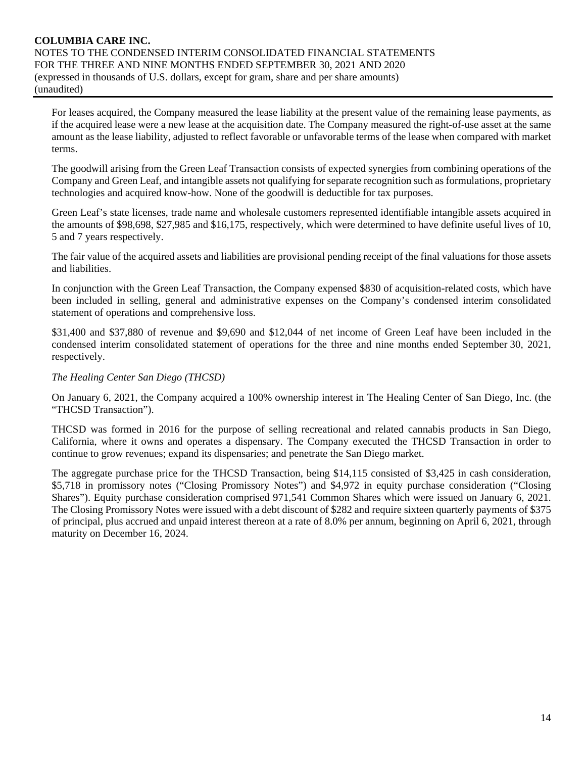For leases acquired, the Company measured the lease liability at the present value of the remaining lease payments, as if the acquired lease were a new lease at the acquisition date. The Company measured the right-of-use asset at the same amount as the lease liability, adjusted to reflect favorable or unfavorable terms of the lease when compared with market terms.

The goodwill arising from the Green Leaf Transaction consists of expected synergies from combining operations of the Company and Green Leaf, and intangible assets not qualifying for separate recognition such as formulations, proprietary technologies and acquired know-how. None of the goodwill is deductible for tax purposes.

Green Leaf's state licenses, trade name and wholesale customers represented identifiable intangible assets acquired in the amounts of $98,698, $27,985 and $16,175, respectively, which were determined to have definite useful lives of 10, 5 and 7 years respectively.

The fair value of the acquired assets and liabilities are provisional pending receipt of the final valuations for those assets and liabilities.

In conjunction with the Green Leaf Transaction, the Company expensed $830 of acquisition-related costs, which have been included in selling, general and administrative expenses on the Company's condensed interim consolidated statement of operations and comprehensive loss.

$31,400 and $37,880 of revenue and $9,690 and $12,044 of net income of Green Leaf have been included in the condensed interim consolidated statement of operations for the three and nine months ended September 30, 2021, respectively.

*The Healing Center San Diego (THCSD)*

On January 6, 2021, the Company acquired a 100% ownership interest in The Healing Center of San Diego, Inc. (the "THCSD Transaction").

THCSD was formed in 2016 for the purpose of selling recreational and related cannabis products in San Diego, California, where it owns and operates a dispensary. The Company executed the THCSD Transaction in order to continue to grow revenues; expand its dispensaries; and penetrate the San Diego market.

The aggregate purchase price for the THCSD Transaction, being $14,115 consisted of $3,425 in cash consideration, $5,718 in promissory notes ("Closing Promissory Notes") and $4,972 in equity purchase consideration ("Closing Shares"). Equity purchase consideration comprised 971,541 Common Shares which were issued on January 6, 2021. The Closing Promissory Notes were issued with a debt discount of $282 and require sixteen quarterly payments of $375 of principal, plus accrued and unpaid interest thereon at a rate of 8.0% per annum, beginning on April 6, 2021, through maturity on December 16, 2024.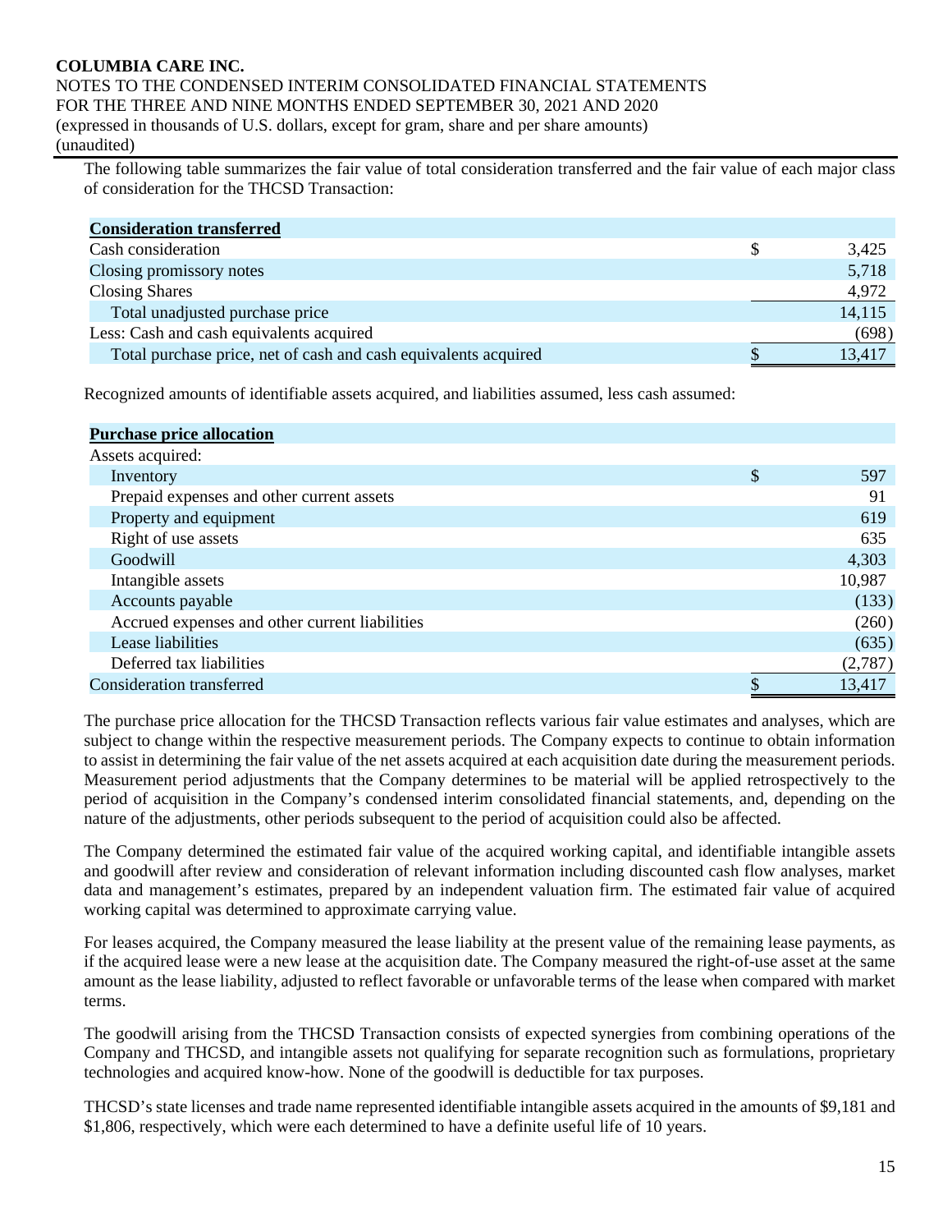The following table summarizes the fair value of total consideration transferred and the fair value of each major class of consideration for the THCSD Transaction:

| **Consideration transferred** | |
|---|---|
| Cash consideration | $ 3,425 |
| Closing promissory notes | 5,718 |
| Closing Shares | 4,972 |
| Total unadjusted purchase price | 14,115 |
| Less: Cash and cash equivalents acquired | (698) |
| Total purchase price, net of cash and cash equivalents acquired | $ 13,417 |

Recognized amounts of identifiable assets acquired, and liabilities assumed, less cash assumed:

| **Purchase price allocation** | |
|---|---|
| Assets acquired: | |
| Inventory | $ 597 |
| Prepaid expenses and other current assets | 91 |
| Property and equipment | 619 |
| Right of use assets | 635 |
| Goodwill | 4,303 |
| Intangible assets | 10,987 |
| Accounts payable | (133) |
| Accrued expenses and other current liabilities | (260) |
| Lease liabilities | (635) |
| Deferred tax liabilities | (2,787) |
| Consideration transferred | $ 13,417 |

The purchase price allocation for the THCSD Transaction reflects various fair value estimates and analyses, which are subject to change within the respective measurement periods. The Company expects to continue to obtain information to assist in determining the fair value of the net assets acquired at each acquisition date during the measurement periods. Measurement period adjustments that the Company determines to be material will be applied retrospectively to the period of acquisition in the Company's condensed interim consolidated financial statements, and, depending on the nature of the adjustments, other periods subsequent to the period of acquisition could also be affected.

The Company determined the estimated fair value of the acquired working capital, and identifiable intangible assets and goodwill after review and consideration of relevant information including discounted cash flow analyses, market data and management's estimates, prepared by an independent valuation firm. The estimated fair value of acquired working capital was determined to approximate carrying value.

For leases acquired, the Company measured the lease liability at the present value of the remaining lease payments, as if the acquired lease were a new lease at the acquisition date. The Company measured the right-of-use asset at the same amount as the lease liability, adjusted to reflect favorable or unfavorable terms of the lease when compared with market terms.

The goodwill arising from the THCSD Transaction consists of expected synergies from combining operations of the Company and THCSD, and intangible assets not qualifying for separate recognition such as formulations, proprietary technologies and acquired know-how. None of the goodwill is deductible for tax purposes.

THCSD's state licenses and trade name represented identifiable intangible assets acquired in the amounts of $9,181 and $1,806, respectively, which were each determined to have a definite useful life of 10 years.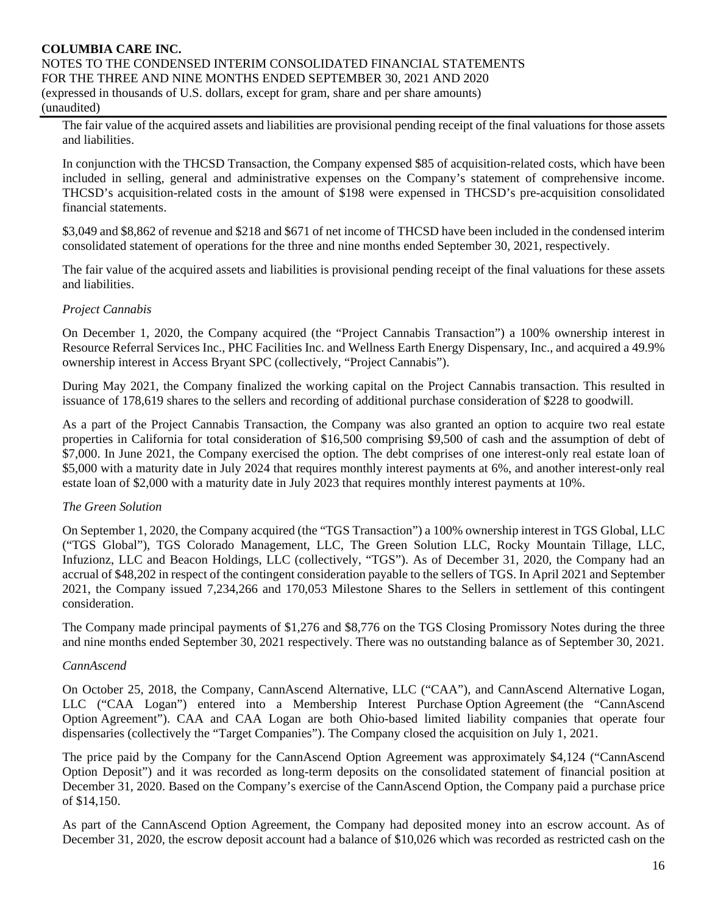The fair value of the acquired assets and liabilities are provisional pending receipt of the final valuations for those assets and liabilities.

In conjunction with the THCSD Transaction, the Company expensed $85 of acquisition-related costs, which have been included in selling, general and administrative expenses on the Company's statement of comprehensive income. THCSD's acquisition-related costs in the amount of $198 were expensed in THCSD's pre-acquisition consolidated financial statements.

$3,049 and $8,862 of revenue and $218 and $671 of net income of THCSD have been included in the condensed interim consolidated statement of operations for the three and nine months ended September 30, 2021, respectively.

The fair value of the acquired assets and liabilities is provisional pending receipt of the final valuations for these assets and liabilities.

*Project Cannabis*

On December 1, 2020, the Company acquired (the "Project Cannabis Transaction") a 100% ownership interest in Resource Referral Services Inc., PHC Facilities Inc. and Wellness Earth Energy Dispensary, Inc., and acquired a 49.9% ownership interest in Access Bryant SPC (collectively, "Project Cannabis").

During May 2021, the Company finalized the working capital on the Project Cannabis transaction. This resulted in issuance of 178,619 shares to the sellers and recording of additional purchase consideration of $228 to goodwill.

As a part of the Project Cannabis Transaction, the Company was also granted an option to acquire two real estate properties in California for total consideration of $16,500 comprising $9,500 of cash and the assumption of debt of $7,000. In June 2021, the Company exercised the option. The debt comprises of one interest-only real estate loan of $5,000 with a maturity date in July 2024 that requires monthly interest payments at 6%, and another interest-only real estate loan of $2,000 with a maturity date in July 2023 that requires monthly interest payments at 10%.

*The Green Solution*

On September 1, 2020, the Company acquired (the "TGS Transaction") a 100% ownership interest in TGS Global, LLC ("TGS Global"), TGS Colorado Management, LLC, The Green Solution LLC, Rocky Mountain Tillage, LLC, Infuzionz, LLC and Beacon Holdings, LLC (collectively, "TGS"). As of December 31, 2020, the Company had an accrual of $48,202 in respect of the contingent consideration payable to the sellers of TGS. In April 2021 and September 2021, the Company issued 7,234,266 and 170,053 Milestone Shares to the Sellers in settlement of this contingent consideration.

The Company made principal payments of $1,276 and $8,776 on the TGS Closing Promissory Notes during the three and nine months ended September 30, 2021 respectively. There was no outstanding balance as of September 30, 2021.

*CannAscend*

On October 25, 2018, the Company, CannAscend Alternative, LLC ("CAA"), and CannAscend Alternative Logan, LLC ("CAA Logan") entered into a Membership Interest Purchase Option Agreement (the "CannAscend Option Agreement"). CAA and CAA Logan are both Ohio-based limited liability companies that operate four dispensaries (collectively the "Target Companies"). The Company closed the acquisition on July 1, 2021.

The price paid by the Company for the CannAscend Option Agreement was approximately $4,124 ("CannAscend Option Deposit") and it was recorded as long-term deposits on the consolidated statement of financial position at December 31, 2020. Based on the Company's exercise of the CannAscend Option, the Company paid a purchase price of $14,150.

As part of the CannAscend Option Agreement, the Company had deposited money into an escrow account. As of December 31, 2020, the escrow deposit account had a balance of $10,026 which was recorded as restricted cash on the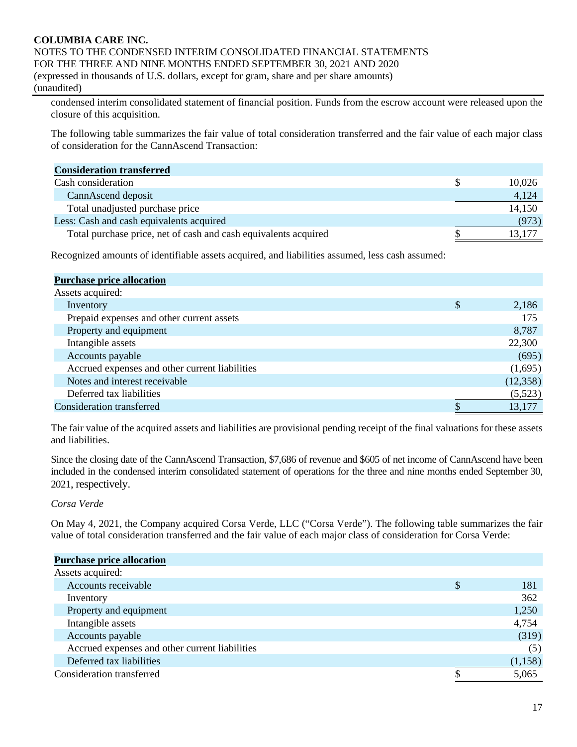condensed interim consolidated statement of financial position. Funds from the escrow account were released upon the closure of this acquisition.

The following table summarizes the fair value of total consideration transferred and the fair value of each major class of consideration for the CannAscend Transaction:

| **Consideration transferred** | | |
|---|---|---|
| Cash consideration | $ | 10,026 |
| CannAscend deposit | | 4,124 |
| Total unadjusted purchase price | | 14,150 |
| Less: Cash and cash equivalents acquired | | (973) |
| Total purchase price, net of cash and cash equivalents acquired | $ | 13,177 |

Recognized amounts of identifiable assets acquired, and liabilities assumed, less cash assumed:

| **Purchase price allocation** | | |
|---|---|---|
| Assets acquired: | | |
| Inventory | $ | 2,186 |
| Prepaid expenses and other current assets | | 175 |
| Property and equipment | | 8,787 |
| Intangible assets | | 22,300 |
| Accounts payable | | (695) |
| Accrued expenses and other current liabilities | | (1,695) |
| Notes and interest receivable | | (12,358) |
| Deferred tax liabilities | | (5,523) |
| Consideration transferred | $ | 13,177 |

The fair value of the acquired assets and liabilities are provisional pending receipt of the final valuations for these assets and liabilities.

Since the closing date of the CannAscend Transaction, $7,686 of revenue and $605 of net income of CannAscend have been included in the condensed interim consolidated statement of operations for the three and nine months ended September 30, 2021, respectively.

*Corsa Verde*

On May 4, 2021, the Company acquired Corsa Verde, LLC ("Corsa Verde"). The following table summarizes the fair value of total consideration transferred and the fair value of each major class of consideration for Corsa Verde:

| **Purchase price allocation** | | |
|---|---|---|
| Assets acquired: | | |
| Accounts receivable | $ | 181 |
| Inventory | | 362 |
| Property and equipment | | 1,250 |
| Intangible assets | | 4,754 |
| Accounts payable | | (319) |
| Accrued expenses and other current liabilities | | (5) |
| Deferred tax liabilities | | (1,158) |
| Consideration transferred | $ | 5,065 |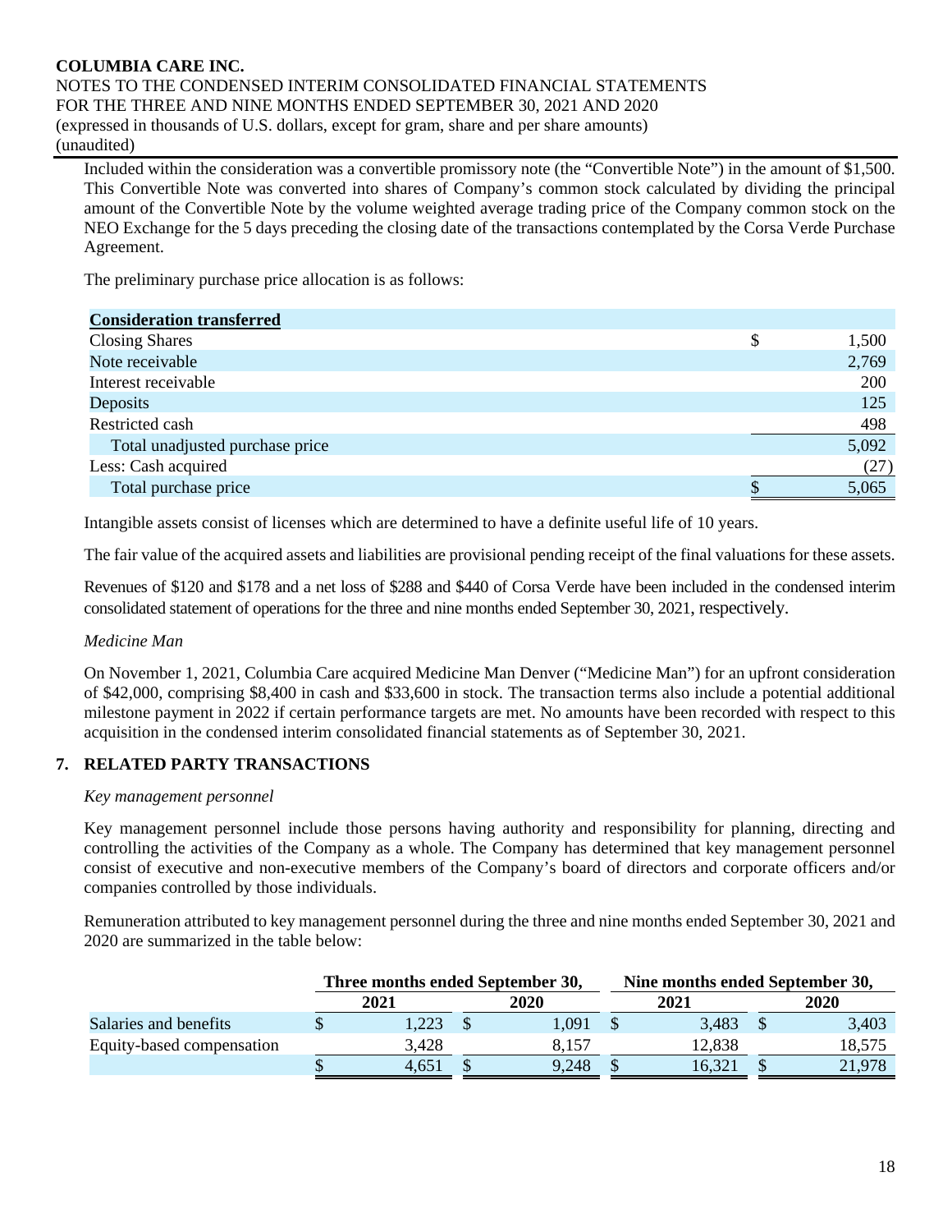Included within the consideration was a convertible promissory note (the "Convertible Note") in the amount of $1,500. This Convertible Note was converted into shares of Company's common stock calculated by dividing the principal amount of the Convertible Note by the volume weighted average trading price of the Company common stock on the NEO Exchange for the 5 days preceding the closing date of the transactions contemplated by the Corsa Verde Purchase Agreement.

The preliminary purchase price allocation is as follows:

| **Consideration transferred** | |
|---|---|
| Closing Shares | $ 1,500 |
| Note receivable | 2,769 |
| Interest receivable | 200 |
| Deposits | 125 |
| Restricted cash | 498 |
| Total unadjusted purchase price | 5,092 |
| Less: Cash acquired | (27) |
| Total purchase price | $ 5,065 |

Intangible assets consist of licenses which are determined to have a definite useful life of 10 years.

The fair value of the acquired assets and liabilities are provisional pending receipt of the final valuations for these assets.

Revenues of $120 and $178 and a net loss of $288 and $440 of Corsa Verde have been included in the condensed interim consolidated statement of operations for the three and nine months ended September 30, 2021, respectively.

*Medicine Man*

On November 1, 2021, Columbia Care acquired Medicine Man Denver ("Medicine Man") for an upfront consideration of $42,000, comprising $8,400 in cash and $33,600 in stock. The transaction terms also include a potential additional milestone payment in 2022 if certain performance targets are met. No amounts have been recorded with respect to this acquisition in the condensed interim consolidated financial statements as of September 30, 2021.

## 7. RELATED PARTY TRANSACTIONS

*Key management personnel*

Key management personnel include those persons having authority and responsibility for planning, directing and controlling the activities of the Company as a whole. The Company has determined that key management personnel consist of executive and non-executive members of the Company's board of directors and corporate officers and/or companies controlled by those individuals.

Remuneration attributed to key management personnel during the three and nine months ended September 30, 2021 and 2020 are summarized in the table below:

| | Three months ended September 30, | | Nine months ended September 30, | |
|---|---|---|---|---|
| | 2021 | 2020 | 2021 | 2020 |
| Salaries and benefits | $ 1,223 | $ 1,091 | $ 3,483 | $ 3,403 |
| Equity-based compensation | 3,428 | 8,157 | 12,838 | 18,575 |
| | $ 4,651 | $ 9,248 | $ 16,321 | $ 21,978 |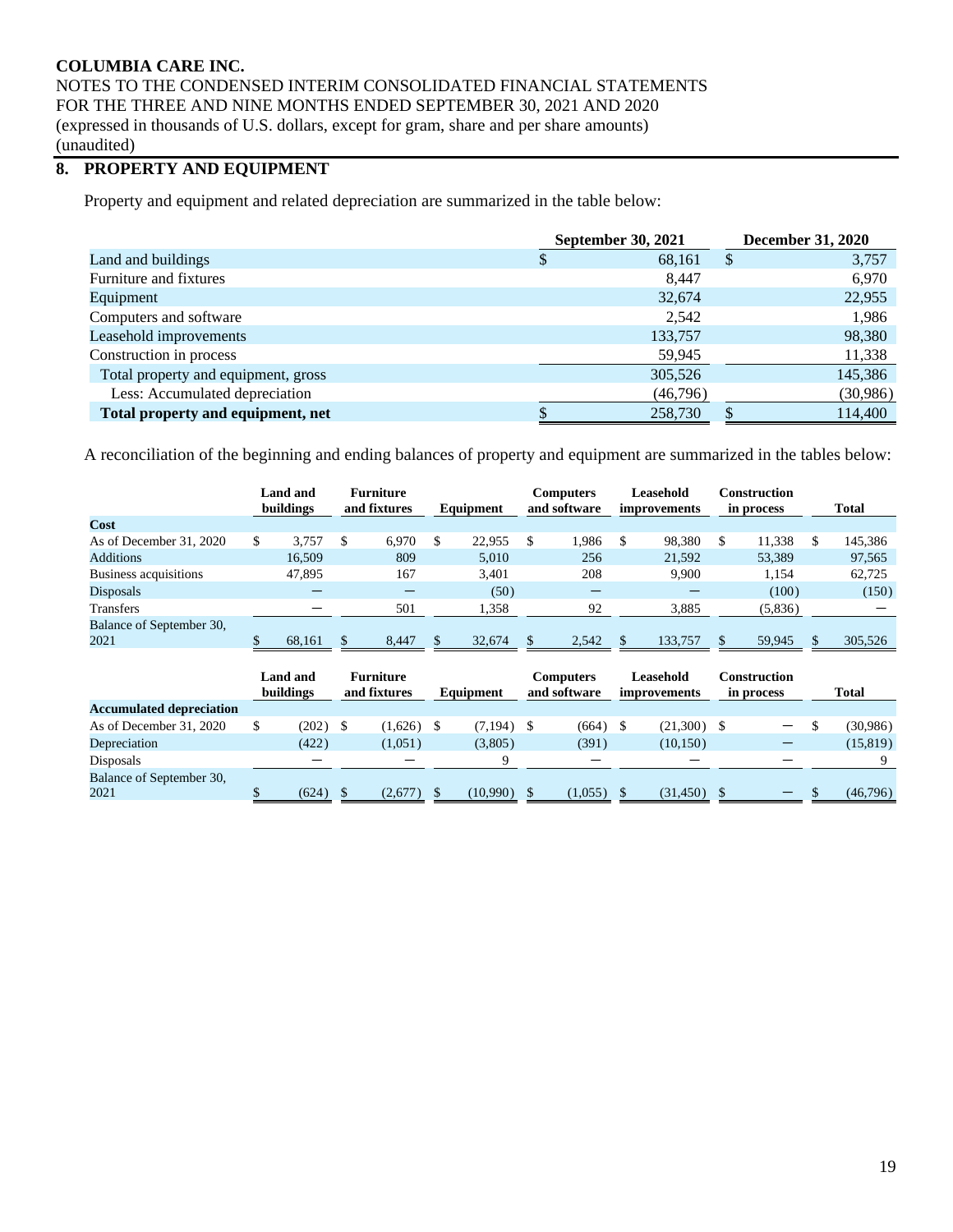COLUMBIA CARE INC.
NOTES TO THE CONDENSED INTERIM CONSOLIDATED FINANCIAL STATEMENTS
FOR THE THREE AND NINE MONTHS ENDED SEPTEMBER 30, 2021 AND 2020
(expressed in thousands of U.S. dollars, except for gram, share and per share amounts)
(unaudited)

## 8. PROPERTY AND EQUIPMENT

Property and equipment and related depreciation are summarized in the table below:

| | September 30, 2021 | December 31, 2020 |
|---|---|---|
| Land and buildings | $ 68,161 | $ 3,757 |
| Furniture and fixtures | 8,447 | 6,970 |
| Equipment | 32,674 | 22,955 |
| Computers and software | 2,542 | 1,986 |
| Leasehold improvements | 133,757 | 98,380 |
| Construction in process | 59,945 | 11,338 |
| Total property and equipment, gross | 305,526 | 145,386 |
| Less: Accumulated depreciation | (46,796) | (30,986) |
| **Total property and equipment, net** | $ 258,730 | $ 114,400 |

A reconciliation of the beginning and ending balances of property and equipment are summarized in the tables below:

| | Land and buildings | Furniture and fixtures | Equipment | Computers and software | Leasehold improvements | Construction in process | Total |
|---|---|---|---|---|---|---|---|
| **Cost** | | | | | | | |
| As of December 31, 2020 | $ 3,757 | $ 6,970 | $ 22,955 | $ 1,986 | $ 98,380 | $ 11,338 | $ 145,386 |
| Additions | 16,509 | 809 | 5,010 | 256 | 21,592 | 53,389 | 97,565 |
| Business acquisitions | 47,895 | 167 | 3,401 | 208 | 9,900 | 1,154 | 62,725 |
| Disposals | — | — | (50) | — | — | (100) | (150) |
| Transfers | — | 501 | 1,358 | 92 | 3,885 | (5,836) | — |
| Balance of September 30, 2021 | $ 68,161 | $ 8,447 | $ 32,674 | $ 2,542 | $ 133,757 | $ 59,945 | $ 305,526 |

| | Land and buildings | Furniture and fixtures | Equipment | Computers and software | Leasehold improvements | Construction in process | Total |
|---|---|---|---|---|---|---|---|
| **Accumulated depreciation** | | | | | | | |
| As of December 31, 2020 | $ (202) | $ (1,626) | $ (7,194) | $ (664) | $ (21,300) | $ — | $ (30,986) |
| Depreciation | (422) | (1,051) | (3,805) | (391) | (10,150) | — | (15,819) |
| Disposals | — | — | 9 | — | — | — | 9 |
| Balance of September 30, 2021 | $ (624) | $ (2,677) | $ (10,990) | $ (1,055) | $ (31,450) | $ — | $ (46,796) |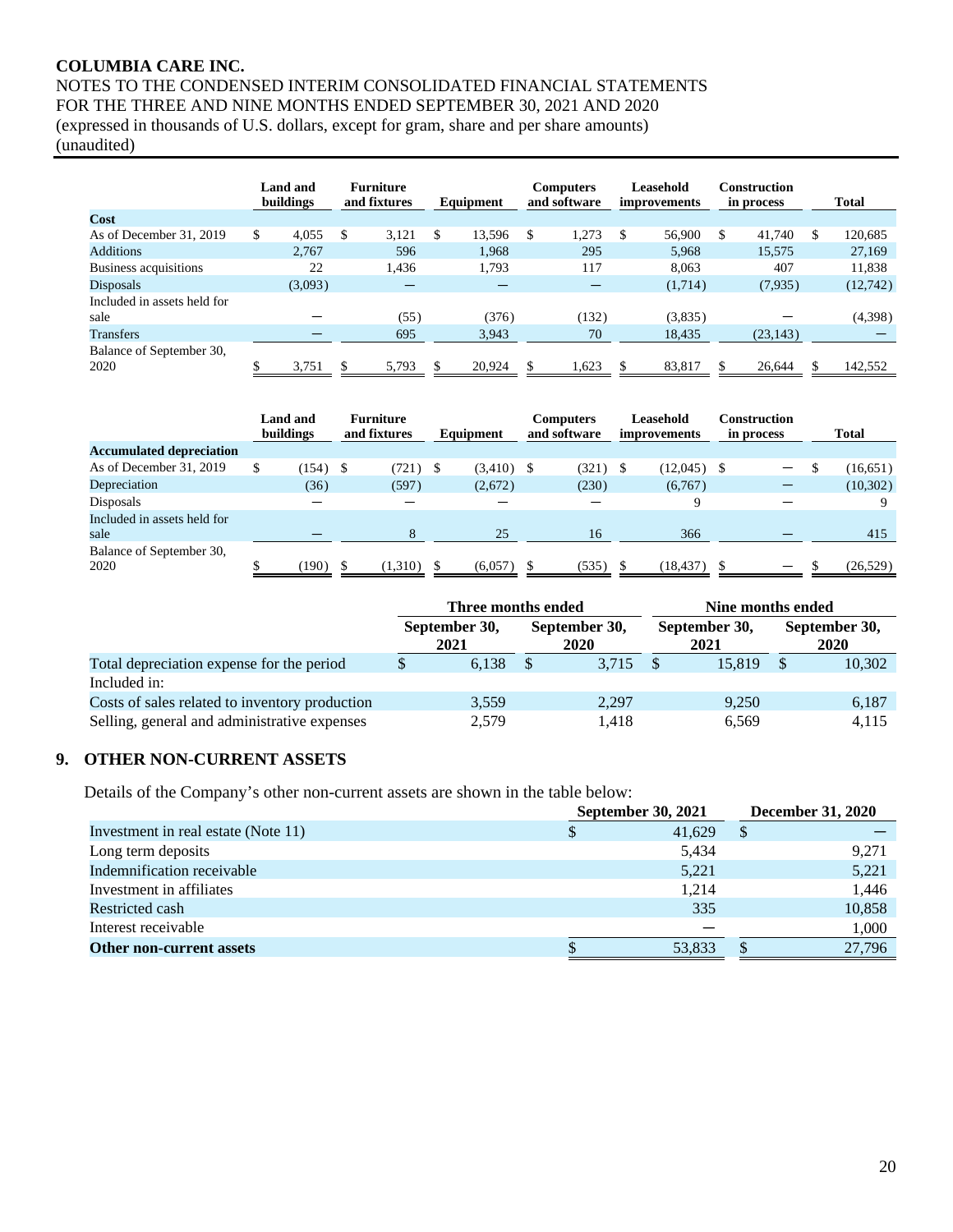**COLUMBIA CARE INC.**
NOTES TO THE CONDENSED INTERIM CONSOLIDATED FINANCIAL STATEMENTS
FOR THE THREE AND NINE MONTHS ENDED SEPTEMBER 30, 2021 AND 2020
(expressed in thousands of U.S. dollars, except for gram, share and per share amounts)
(unaudited)

| | Land and buildings | Furniture and fixtures | Equipment | Computers and software | Leasehold improvements | Construction in process | Total |
|---|---|---|---|---|---|---|---|
| **Cost** | | | | | | | |
| As of December 31, 2019 | $ 4,055 | $ 3,121 | $ 13,596 | $ 1,273 | $ 56,900 | $ 41,740 | $ 120,685 |
| Additions | 2,767 | 596 | 1,968 | 295 | 5,968 | 15,575 | 27,169 |
| Business acquisitions | 22 | 1,436 | 1,793 | 117 | 8,063 | 407 | 11,838 |
| Disposals | (3,093) | — | — | — | (1,714) | (7,935) | (12,742) |
| Included in assets held for sale | — | (55) | (376) | (132) | (3,835) | — | (4,398) |
| Transfers | — | 695 | 3,943 | 70 | 18,435 | (23,143) | — |
| Balance of September 30, 2020 | $ 3,751 | $ 5,793 | $ 20,924 | $ 1,623 | $ 83,817 | $ 26,644 | $ 142,552 |

| | Land and buildings | Furniture and fixtures | Equipment | Computers and software | Leasehold improvements | Construction in process | Total |
|---|---|---|---|---|---|---|---|
| **Accumulated depreciation** | | | | | | | |
| As of December 31, 2019 | $ (154) | $ (721) | $ (3,410) | $ (321) | $ (12,045) | $ — | $ (16,651) |
| Depreciation | (36) | (597) | (2,672) | (230) | (6,767) | — | (10,302) |
| Disposals | — | — | — | — | 9 | — | 9 |
| Included in assets held for sale | — | 8 | 25 | 16 | 366 | — | 415 |
| Balance of September 30, 2020 | $ (190) | $ (1,310) | $ (6,057) | $ (535) | $ (18,437) | $ — | $ (26,529) |

| | Three months ended | | Nine months ended | |
|---|---|---|---|---|
| | September 30, 2021 | September 30, 2020 | September 30, 2021 | September 30, 2020 |
| Total depreciation expense for the period | $ 6,138 | $ 3,715 | $ 15,819 | $ 10,302 |
| Included in: | | | | |
| Costs of sales related to inventory production | 3,559 | 2,297 | 9,250 | 6,187 |
| Selling, general and administrative expenses | 2,579 | 1,418 | 6,569 | 4,115 |

## 9. OTHER NON-CURRENT ASSETS

Details of the Company's other non-current assets are shown in the table below:

| | September 30, 2021 | December 31, 2020 |
|---|---|---|
| Investment in real estate (Note 11) | $ 41,629 | $ — |
| Long term deposits | 5,434 | 9,271 |
| Indemnification receivable | 5,221 | 5,221 |
| Investment in affiliates | 1,214 | 1,446 |
| Restricted cash | 335 | 10,858 |
| Interest receivable | — | 1,000 |
| **Other non-current assets** | $ 53,833 | $ 27,796 |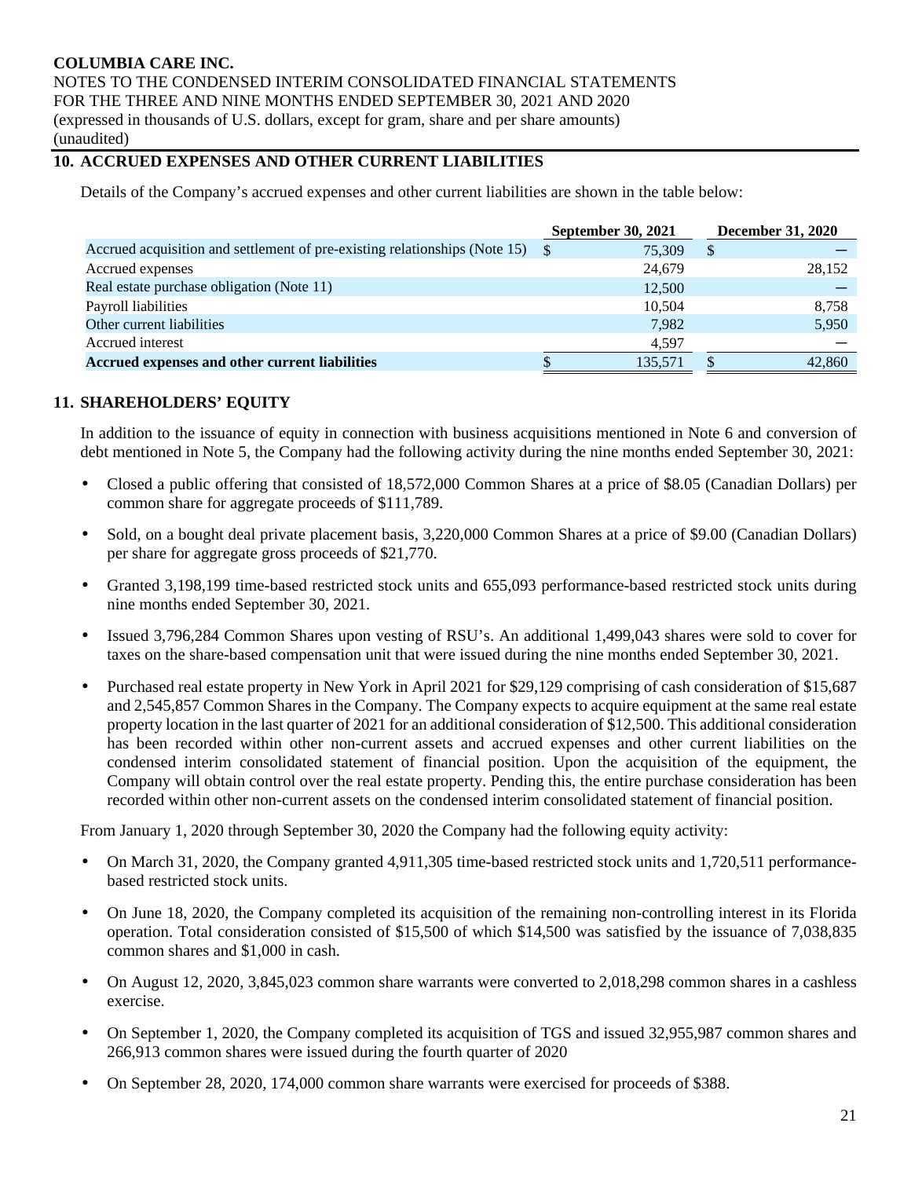**COLUMBIA CARE INC.**
NOTES TO THE CONDENSED INTERIM CONSOLIDATED FINANCIAL STATEMENTS
FOR THE THREE AND NINE MONTHS ENDED SEPTEMBER 30, 2021 AND 2020
(expressed in thousands of U.S. dollars, except for gram, share and per share amounts)
(unaudited)

## 10. ACCRUED EXPENSES AND OTHER CURRENT LIABILITIES

Details of the Company's accrued expenses and other current liabilities are shown in the table below:

| | September 30, 2021 | December 31, 2020 |
|---|---|---|
| Accrued acquisition and settlement of pre-existing relationships (Note 15) | $ 75,309 | $ — |
| Accrued expenses | 24,679 | 28,152 |
| Real estate purchase obligation (Note 11) | 12,500 | — |
| Payroll liabilities | 10,504 | 8,758 |
| Other current liabilities | 7,982 | 5,950 |
| Accrued interest | 4,597 | — |
| **Accrued expenses and other current liabilities** | $ 135,571 | $ 42,860 |

## 11. SHAREHOLDERS' EQUITY

In addition to the issuance of equity in connection with business acquisitions mentioned in Note 6 and conversion of debt mentioned in Note 5, the Company had the following activity during the nine months ended September 30, 2021:

- Closed a public offering that consisted of 18,572,000 Common Shares at a price of $8.05 (Canadian Dollars) per common share for aggregate proceeds of $111,789.
- Sold, on a bought deal private placement basis, 3,220,000 Common Shares at a price of $9.00 (Canadian Dollars) per share for aggregate gross proceeds of $21,770.
- Granted 3,198,199 time-based restricted stock units and 655,093 performance-based restricted stock units during nine months ended September 30, 2021.
- Issued 3,796,284 Common Shares upon vesting of RSU's. An additional 1,499,043 shares were sold to cover for taxes on the share-based compensation unit that were issued during the nine months ended September 30, 2021.
- Purchased real estate property in New York in April 2021 for $29,129 comprising of cash consideration of $15,687 and 2,545,857 Common Shares in the Company. The Company expects to acquire equipment at the same real estate property location in the last quarter of 2021 for an additional consideration of $12,500. This additional consideration has been recorded within other non-current assets and accrued expenses and other current liabilities on the condensed interim consolidated statement of financial position. Upon the acquisition of the equipment, the Company will obtain control over the real estate property. Pending this, the entire purchase consideration has been recorded within other non-current assets on the condensed interim consolidated statement of financial position.

From January 1, 2020 through September 30, 2020 the Company had the following equity activity:

- On March 31, 2020, the Company granted 4,911,305 time-based restricted stock units and 1,720,511 performance-based restricted stock units.
- On June 18, 2020, the Company completed its acquisition of the remaining non-controlling interest in its Florida operation. Total consideration consisted of $15,500 of which $14,500 was satisfied by the issuance of 7,038,835 common shares and $1,000 in cash.
- On August 12, 2020, 3,845,023 common share warrants were converted to 2,018,298 common shares in a cashless exercise.
- On September 1, 2020, the Company completed its acquisition of TGS and issued 32,955,987 common shares and 266,913 common shares were issued during the fourth quarter of 2020
- On September 28, 2020, 174,000 common share warrants were exercised for proceeds of $388.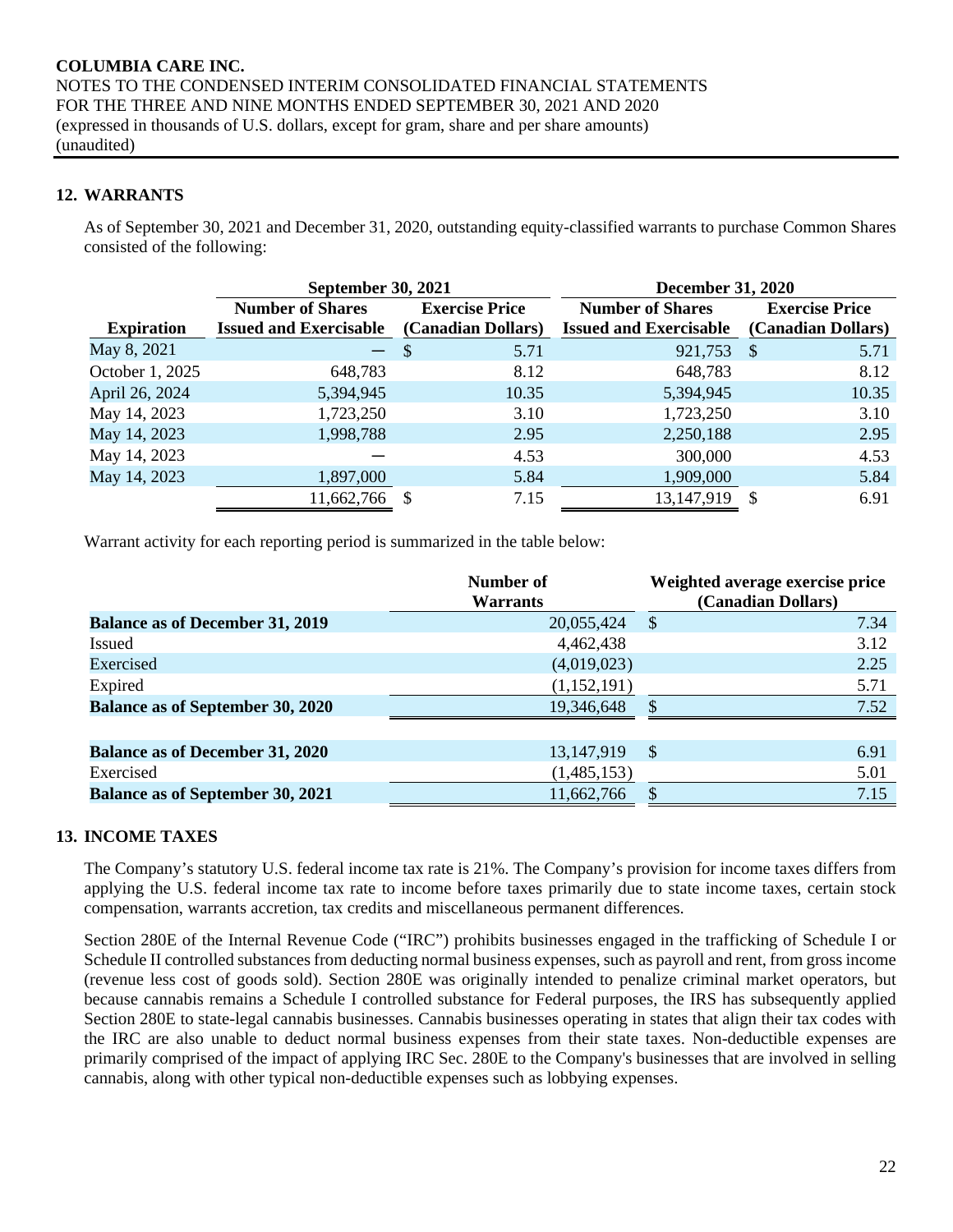## 12. WARRANTS

As of September 30, 2021 and December 31, 2020, outstanding equity-classified warrants to purchase Common Shares consisted of the following:

| | September 30, 2021 | | December 31, 2020 | |
|---|---|---|---|---|
| **Expiration** | **Number of Shares Issued and Exercisable** | **Exercise Price (Canadian Dollars)** | **Number of Shares Issued and Exercisable** | **Exercise Price (Canadian Dollars)** |
| May 8, 2021 | — | $ 5.71 | 921,753 | $ 5.71 |
| October 1, 2025 | 648,783 | 8.12 | 648,783 | 8.12 |
| April 26, 2024 | 5,394,945 | 10.35 | 5,394,945 | 10.35 |
| May 14, 2023 | 1,723,250 | 3.10 | 1,723,250 | 3.10 |
| May 14, 2023 | 1,998,788 | 2.95 | 2,250,188 | 2.95 |
| May 14, 2023 | — | 4.53 | 300,000 | 4.53 |
| May 14, 2023 | 1,897,000 | 5.84 | 1,909,000 | 5.84 |
| | 11,662,766 | $ 7.15 | 13,147,919 | $ 6.91 |

Warrant activity for each reporting period is summarized in the table below:

| | Number of Warrants | Weighted average exercise price (Canadian Dollars) |
|---|---|---|
| **Balance as of December 31, 2019** | 20,055,424 | $ 7.34 |
| Issued | 4,462,438 | 3.12 |
| Exercised | (4,019,023) | 2.25 |
| Expired | (1,152,191) | 5.71 |
| **Balance as of September 30, 2020** | 19,346,648 | $ 7.52 |
| | | |
| **Balance as of December 31, 2020** | 13,147,919 | $ 6.91 |
| Exercised | (1,485,153) | 5.01 |
| **Balance as of September 30, 2021** | 11,662,766 | $ 7.15 |

## 13. INCOME TAXES

The Company's statutory U.S. federal income tax rate is 21%. The Company's provision for income taxes differs from applying the U.S. federal income tax rate to income before taxes primarily due to state income taxes, certain stock compensation, warrants accretion, tax credits and miscellaneous permanent differences.

Section 280E of the Internal Revenue Code ("IRC") prohibits businesses engaged in the trafficking of Schedule I or Schedule II controlled substances from deducting normal business expenses, such as payroll and rent, from gross income (revenue less cost of goods sold). Section 280E was originally intended to penalize criminal market operators, but because cannabis remains a Schedule I controlled substance for Federal purposes, the IRS has subsequently applied Section 280E to state-legal cannabis businesses. Cannabis businesses operating in states that align their tax codes with the IRC are also unable to deduct normal business expenses from their state taxes. Non-deductible expenses are primarily comprised of the impact of applying IRC Sec. 280E to the Company's businesses that are involved in selling cannabis, along with other typical non-deductible expenses such as lobbying expenses.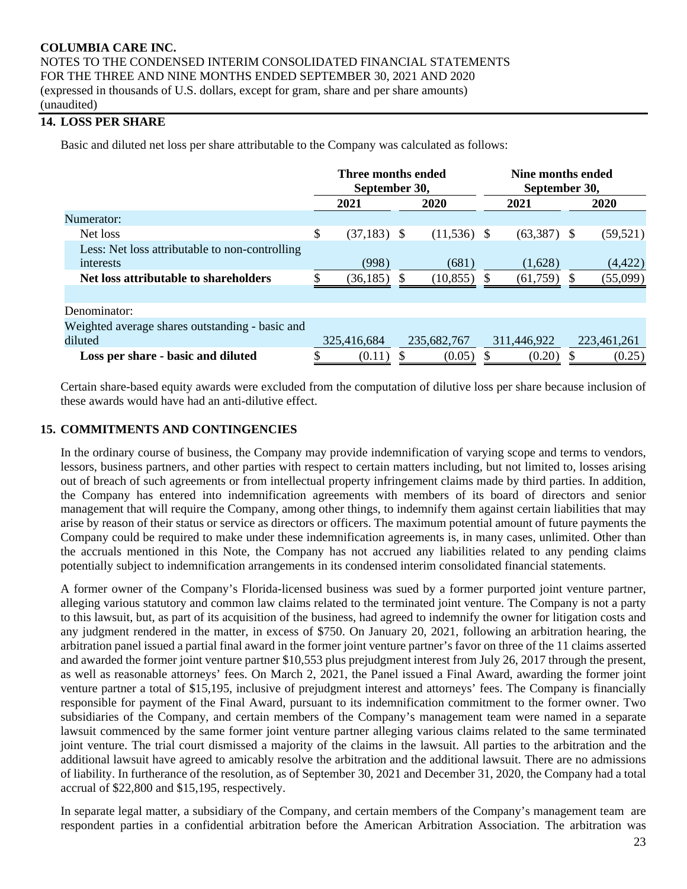## 14. LOSS PER SHARE

Basic and diluted net loss per share attributable to the Company was calculated as follows:

| | Three months ended September 30, | | Nine months ended September 30, | |
|---|---|---|---|---|
| | 2021 | 2020 | 2021 | 2020 |
| Numerator: | | | | |
| Net loss | $ (37,183) | $ (11,536) | $ (63,387) | $ (59,521) |
| Less: Net loss attributable to non-controlling interests | (998) | (681) | (1,628) | (4,422) |
| **Net loss attributable to shareholders** | $ (36,185) | $ (10,855) | $ (61,759) | $ (55,099) |
| | | | | |
| Denominator: | | | | |
| Weighted average shares outstanding - basic and diluted | 325,416,684 | 235,682,767 | 311,446,922 | 223,461,261 |
| **Loss per share - basic and diluted** | $ (0.11) | $ (0.05) | $ (0.20) | $ (0.25) |

Certain share-based equity awards were excluded from the computation of dilutive loss per share because inclusion of these awards would have had an anti-dilutive effect.

## 15. COMMITMENTS AND CONTINGENCIES

In the ordinary course of business, the Company may provide indemnification of varying scope and terms to vendors, lessors, business partners, and other parties with respect to certain matters including, but not limited to, losses arising out of breach of such agreements or from intellectual property infringement claims made by third parties. In addition, the Company has entered into indemnification agreements with members of its board of directors and senior management that will require the Company, among other things, to indemnify them against certain liabilities that may arise by reason of their status or service as directors or officers. The maximum potential amount of future payments the Company could be required to make under these indemnification agreements is, in many cases, unlimited. Other than the accruals mentioned in this Note, the Company has not accrued any liabilities related to any pending claims potentially subject to indemnification arrangements in its condensed interim consolidated financial statements.

A former owner of the Company's Florida-licensed business was sued by a former purported joint venture partner, alleging various statutory and common law claims related to the terminated joint venture. The Company is not a party to this lawsuit, but, as part of its acquisition of the business, had agreed to indemnify the owner for litigation costs and any judgment rendered in the matter, in excess of $750. On January 20, 2021, following an arbitration hearing, the arbitration panel issued a partial final award in the former joint venture partner's favor on three of the 11 claims asserted and awarded the former joint venture partner $10,553 plus prejudgment interest from July 26, 2017 through the present, as well as reasonable attorneys' fees. On March 2, 2021, the Panel issued a Final Award, awarding the former joint venture partner a total of $15,195, inclusive of prejudgment interest and attorneys' fees. The Company is financially responsible for payment of the Final Award, pursuant to its indemnification commitment to the former owner. Two subsidiaries of the Company, and certain members of the Company's management team were named in a separate lawsuit commenced by the same former joint venture partner alleging various claims related to the same terminated joint venture. The trial court dismissed a majority of the claims in the lawsuit. All parties to the arbitration and the additional lawsuit have agreed to amicably resolve the arbitration and the additional lawsuit. There are no admissions of liability. In furtherance of the resolution, as of September 30, 2021 and December 31, 2020, the Company had a total accrual of $22,800 and $15,195, respectively.

In separate legal matter, a subsidiary of the Company, and certain members of the Company's management team are respondent parties in a confidential arbitration before the American Arbitration Association. The arbitration was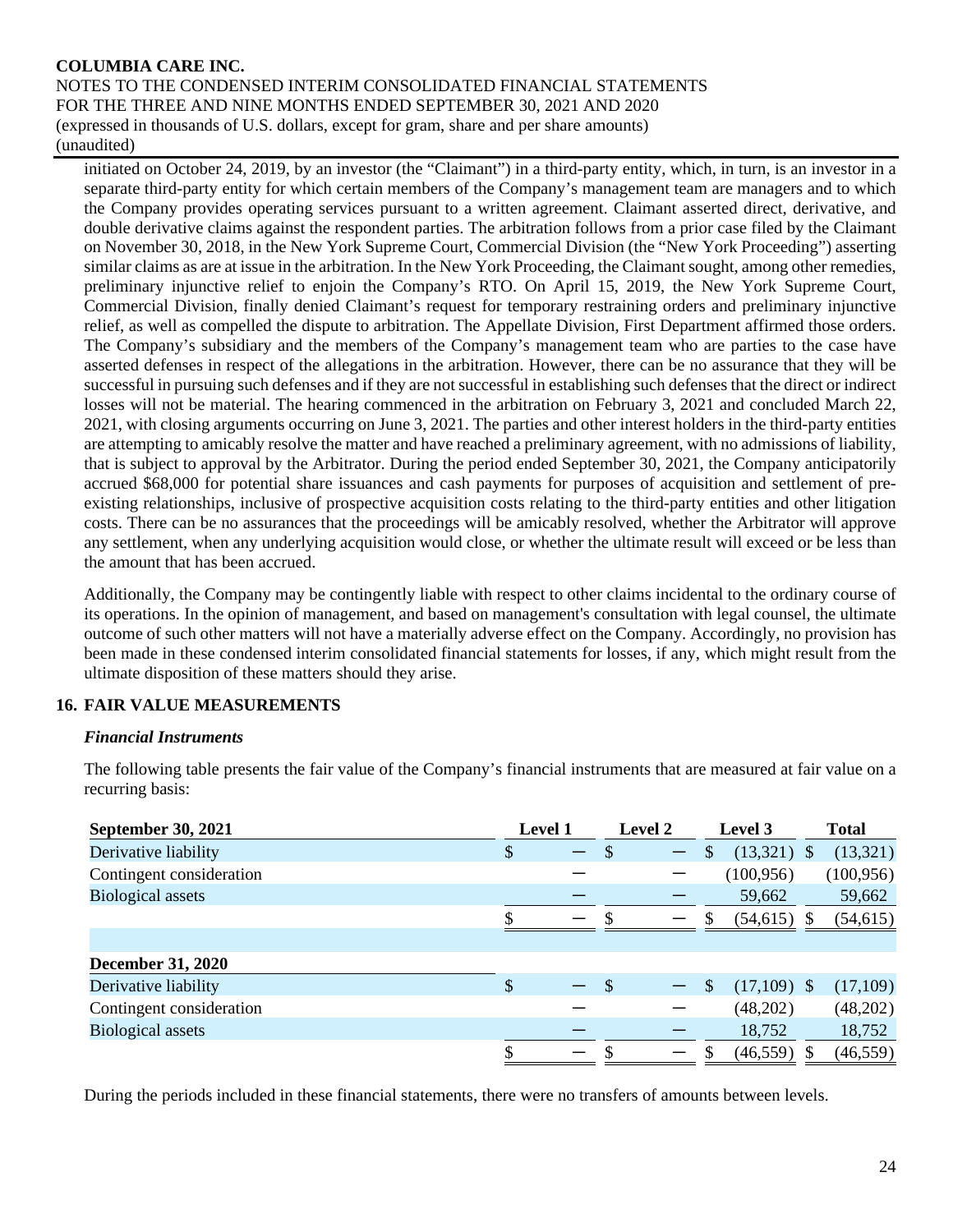initiated on October 24, 2019, by an investor (the "Claimant") in a third-party entity, which, in turn, is an investor in a separate third-party entity for which certain members of the Company's management team are managers and to which the Company provides operating services pursuant to a written agreement. Claimant asserted direct, derivative, and double derivative claims against the respondent parties. The arbitration follows from a prior case filed by the Claimant on November 30, 2018, in the New York Supreme Court, Commercial Division (the "New York Proceeding") asserting similar claims as are at issue in the arbitration. In the New York Proceeding, the Claimant sought, among other remedies, preliminary injunctive relief to enjoin the Company's RTO. On April 15, 2019, the New York Supreme Court, Commercial Division, finally denied Claimant's request for temporary restraining orders and preliminary injunctive relief, as well as compelled the dispute to arbitration. The Appellate Division, First Department affirmed those orders. The Company's subsidiary and the members of the Company's management team who are parties to the case have asserted defenses in respect of the allegations in the arbitration. However, there can be no assurance that they will be successful in pursuing such defenses and if they are not successful in establishing such defenses that the direct or indirect losses will not be material. The hearing commenced in the arbitration on February 3, 2021 and concluded March 22, 2021, with closing arguments occurring on June 3, 2021. The parties and other interest holders in the third-party entities are attempting to amicably resolve the matter and have reached a preliminary agreement, with no admissions of liability, that is subject to approval by the Arbitrator. During the period ended September 30, 2021, the Company anticipatorily accrued $68,000 for potential share issuances and cash payments for purposes of acquisition and settlement of pre-existing relationships, inclusive of prospective acquisition costs relating to the third-party entities and other litigation costs. There can be no assurances that the proceedings will be amicably resolved, whether the Arbitrator will approve any settlement, when any underlying acquisition would close, or whether the ultimate result will exceed or be less than the amount that has been accrued.

Additionally, the Company may be contingently liable with respect to other claims incidental to the ordinary course of its operations. In the opinion of management, and based on management's consultation with legal counsel, the ultimate outcome of such other matters will not have a materially adverse effect on the Company. Accordingly, no provision has been made in these condensed interim consolidated financial statements for losses, if any, which might result from the ultimate disposition of these matters should they arise.

## 16. FAIR VALUE MEASUREMENTS

***Financial Instruments***

The following table presents the fair value of the Company's financial instruments that are measured at fair value on a recurring basis:

| **September 30, 2021** | **Level 1** | **Level 2** | **Level 3** | **Total** |
|---|---|---|---|---|
| Derivative liability | $ — | $ — | $ (13,321) | $ (13,321) |
| Contingent consideration | — | — | (100,956) | (100,956) |
| Biological assets | — | — | 59,662 | 59,662 |
| | $ — | $ — | $ (54,615) | $ (54,615) |
| | | | | |
| **December 31, 2020** | | | | |
| Derivative liability | $ — | $ — | $ (17,109) | $ (17,109) |
| Contingent consideration | — | — | (48,202) | (48,202) |
| Biological assets | — | — | 18,752 | 18,752 |
| | $ — | $ — | $ (46,559) | $ (46,559) |

During the periods included in these financial statements, there were no transfers of amounts between levels.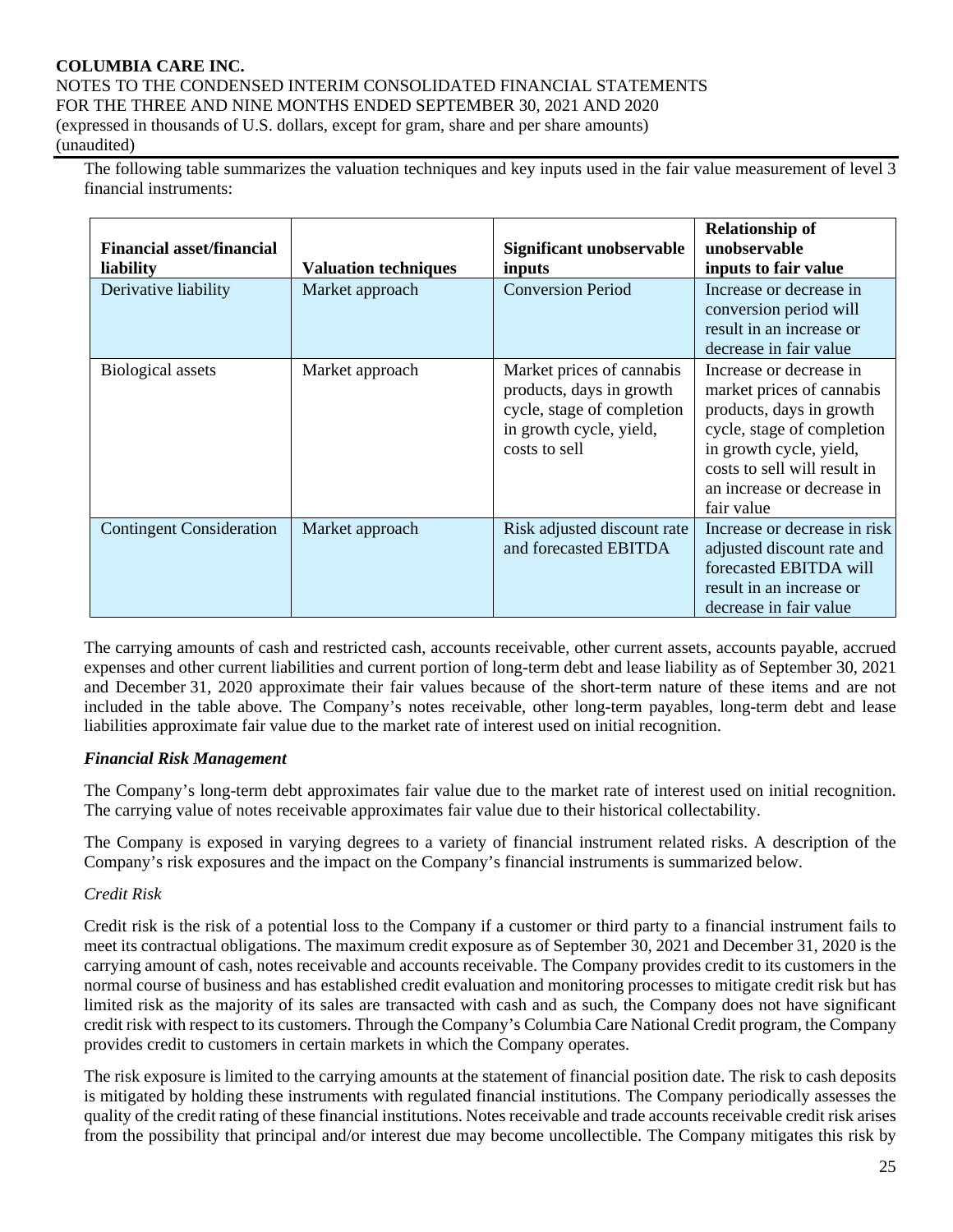The following table summarizes the valuation techniques and key inputs used in the fair value measurement of level 3 financial instruments:

| Financial asset/financial liability | Valuation techniques | Significant unobservable inputs | Relationship of unobservable inputs to fair value |
|---|---|---|---|
| Derivative liability | Market approach | Conversion Period | Increase or decrease in conversion period will result in an increase or decrease in fair value |
| Biological assets | Market approach | Market prices of cannabis products, days in growth cycle, stage of completion in growth cycle, yield, costs to sell | Increase or decrease in market prices of cannabis products, days in growth cycle, stage of completion in growth cycle, yield, costs to sell will result in an increase or decrease in fair value |
| Contingent Consideration | Market approach | Risk adjusted discount rate and forecasted EBITDA | Increase or decrease in risk adjusted discount rate and forecasted EBITDA will result in an increase or decrease in fair value |

The carrying amounts of cash and restricted cash, accounts receivable, other current assets, accounts payable, accrued expenses and other current liabilities and current portion of long-term debt and lease liability as of September 30, 2021 and December 31, 2020 approximate their fair values because of the short-term nature of these items and are not included in the table above. The Company's notes receivable, other long-term payables, long-term debt and lease liabilities approximate fair value due to the market rate of interest used on initial recognition.

***Financial Risk Management***

The Company's long-term debt approximates fair value due to the market rate of interest used on initial recognition. The carrying value of notes receivable approximates fair value due to their historical collectability.

The Company is exposed in varying degrees to a variety of financial instrument related risks. A description of the Company's risk exposures and the impact on the Company's financial instruments is summarized below.

*Credit Risk*

Credit risk is the risk of a potential loss to the Company if a customer or third party to a financial instrument fails to meet its contractual obligations. The maximum credit exposure as of September 30, 2021 and December 31, 2020 is the carrying amount of cash, notes receivable and accounts receivable. The Company provides credit to its customers in the normal course of business and has established credit evaluation and monitoring processes to mitigate credit risk but has limited risk as the majority of its sales are transacted with cash and as such, the Company does not have significant credit risk with respect to its customers. Through the Company's Columbia Care National Credit program, the Company provides credit to customers in certain markets in which the Company operates.

The risk exposure is limited to the carrying amounts at the statement of financial position date. The risk to cash deposits is mitigated by holding these instruments with regulated financial institutions. The Company periodically assesses the quality of the credit rating of these financial institutions. Notes receivable and trade accounts receivable credit risk arises from the possibility that principal and/or interest due may become uncollectible. The Company mitigates this risk by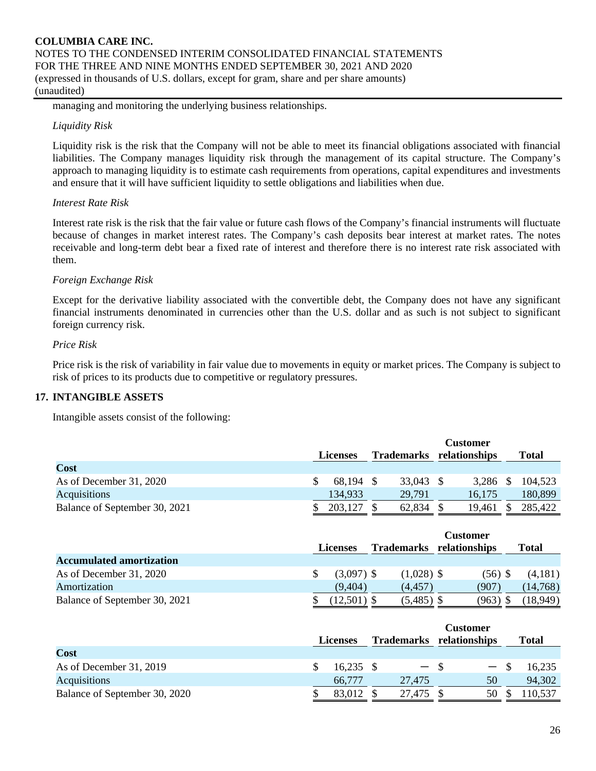managing and monitoring the underlying business relationships.

*Liquidity Risk*

Liquidity risk is the risk that the Company will not be able to meet its financial obligations associated with financial liabilities. The Company manages liquidity risk through the management of its capital structure. The Company's approach to managing liquidity is to estimate cash requirements from operations, capital expenditures and investments and ensure that it will have sufficient liquidity to settle obligations and liabilities when due.

*Interest Rate Risk*

Interest rate risk is the risk that the fair value or future cash flows of the Company's financial instruments will fluctuate because of changes in market interest rates. The Company's cash deposits bear interest at market rates. The notes receivable and long-term debt bear a fixed rate of interest and therefore there is no interest rate risk associated with them.

*Foreign Exchange Risk*

Except for the derivative liability associated with the convertible debt, the Company does not have any significant financial instruments denominated in currencies other than the U.S. dollar and as such is not subject to significant foreign currency risk.

*Price Risk*

Price risk is the risk of variability in fair value due to movements in equity or market prices. The Company is subject to risk of prices to its products due to competitive or regulatory pressures.

## 17. INTANGIBLE ASSETS

Intangible assets consist of the following:

| | Licenses | Trademarks | Customer relationships | Total |
|---|---|---|---|---|
| **Cost** | | | | |
| As of December 31, 2020 | $ 68,194 | $ 33,043 | $ 3,286 | $ 104,523 |
| Acquisitions | 134,933 | 29,791 | 16,175 | 180,899 |
| Balance of September 30, 2021 | $ 203,127 | $ 62,834 | $ 19,461 | $ 285,422 |

| | Licenses | Trademarks | Customer relationships | Total |
|---|---|---|---|---|
| **Accumulated amortization** | | | | |
| As of December 31, 2020 | $ (3,097) | $ (1,028) | $ (56) | $ (4,181) |
| Amortization | (9,404) | (4,457) | (907) | (14,768) |
| Balance of September 30, 2021 | $ (12,501) | $ (5,485) | $ (963) | $ (18,949) |

| | Licenses | Trademarks | Customer relationships | Total |
|---|---|---|---|---|
| **Cost** | | | | |
| As of December 31, 2019 | $ 16,235 | $ — | $ — | $ 16,235 |
| Acquisitions | 66,777 | 27,475 | 50 | 94,302 |
| Balance of September 30, 2020 | $ 83,012 | $ 27,475 | $ 50 | $ 110,537 |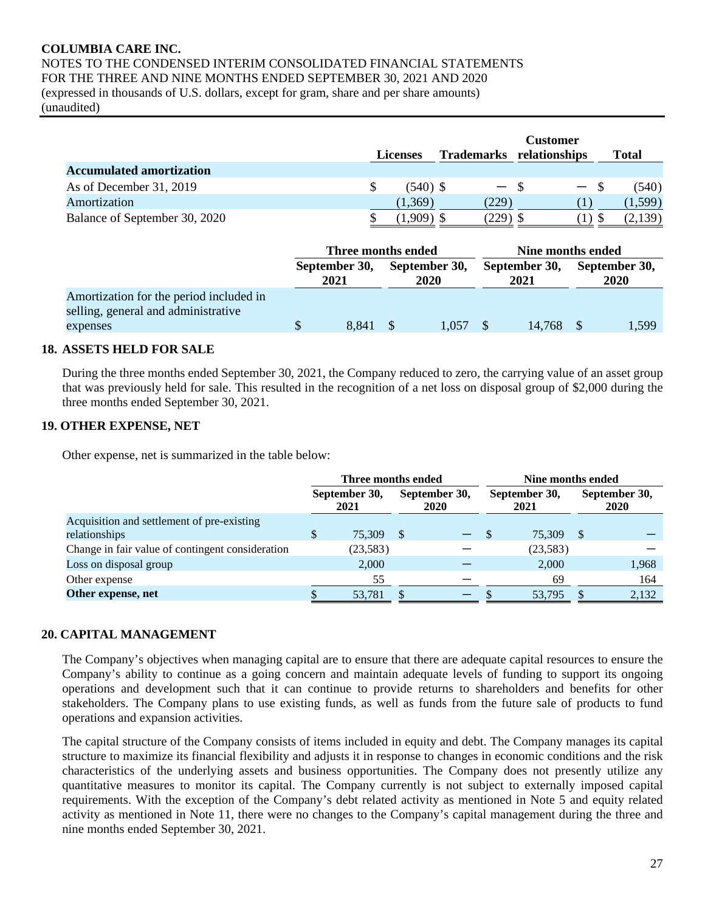| | Licenses | Trademarks | Customer relationships | Total |
|---|---|---|---|---|
| **Accumulated amortization** | | | | |
| As of December 31, 2019 | $ (540) | $ — | $ — | $ (540) |
| Amortization | (1,369) | (229) | (1) | (1,599) |
| Balance of September 30, 2020 | $ (1,909) | $ (229) | $ (1) | $ (2,139) |

| | Three months ended | | Nine months ended | |
|---|---|---|---|---|
| | September 30, 2021 | September 30, 2020 | September 30, 2021 | September 30, 2020 |
| Amortization for the period included in selling, general and administrative expenses | $ 8,841 | $ 1,057 | $ 14,768 | $ 1,599 |

## 18. ASSETS HELD FOR SALE

During the three months ended September 30, 2021, the Company reduced to zero, the carrying value of an asset group that was previously held for sale. This resulted in the recognition of a net loss on disposal group of $2,000 during the three months ended September 30, 2021.

## 19. OTHER EXPENSE, NET

Other expense, net is summarized in the table below:

| | Three months ended | | Nine months ended | |
|---|---|---|---|---|
| | September 30, 2021 | September 30, 2020 | September 30, 2021 | September 30, 2020 |
| Acquisition and settlement of pre-existing relationships | $ 75,309 | $ — | $ 75,309 | $ — |
| Change in fair value of contingent consideration | (23,583) | — | (23,583) | — |
| Loss on disposal group | 2,000 | — | 2,000 | 1,968 |
| Other expense | 55 | — | 69 | 164 |
| **Other expense, net** | $ 53,781 | $ — | $ 53,795 | $ 2,132 |

## 20. CAPITAL MANAGEMENT

The Company's objectives when managing capital are to ensure that there are adequate capital resources to ensure the Company's ability to continue as a going concern and maintain adequate levels of funding to support its ongoing operations and development such that it can continue to provide returns to shareholders and benefits for other stakeholders. The Company plans to use existing funds, as well as funds from the future sale of products to fund operations and expansion activities.

The capital structure of the Company consists of items included in equity and debt. The Company manages its capital structure to maximize its financial flexibility and adjusts it in response to changes in economic conditions and the risk characteristics of the underlying assets and business opportunities. The Company does not presently utilize any quantitative measures to monitor its capital. The Company currently is not subject to externally imposed capital requirements. With the exception of the Company's debt related activity as mentioned in Note 5 and equity related activity as mentioned in Note 11, there were no changes to the Company's capital management during the three and nine months ended September 30, 2021.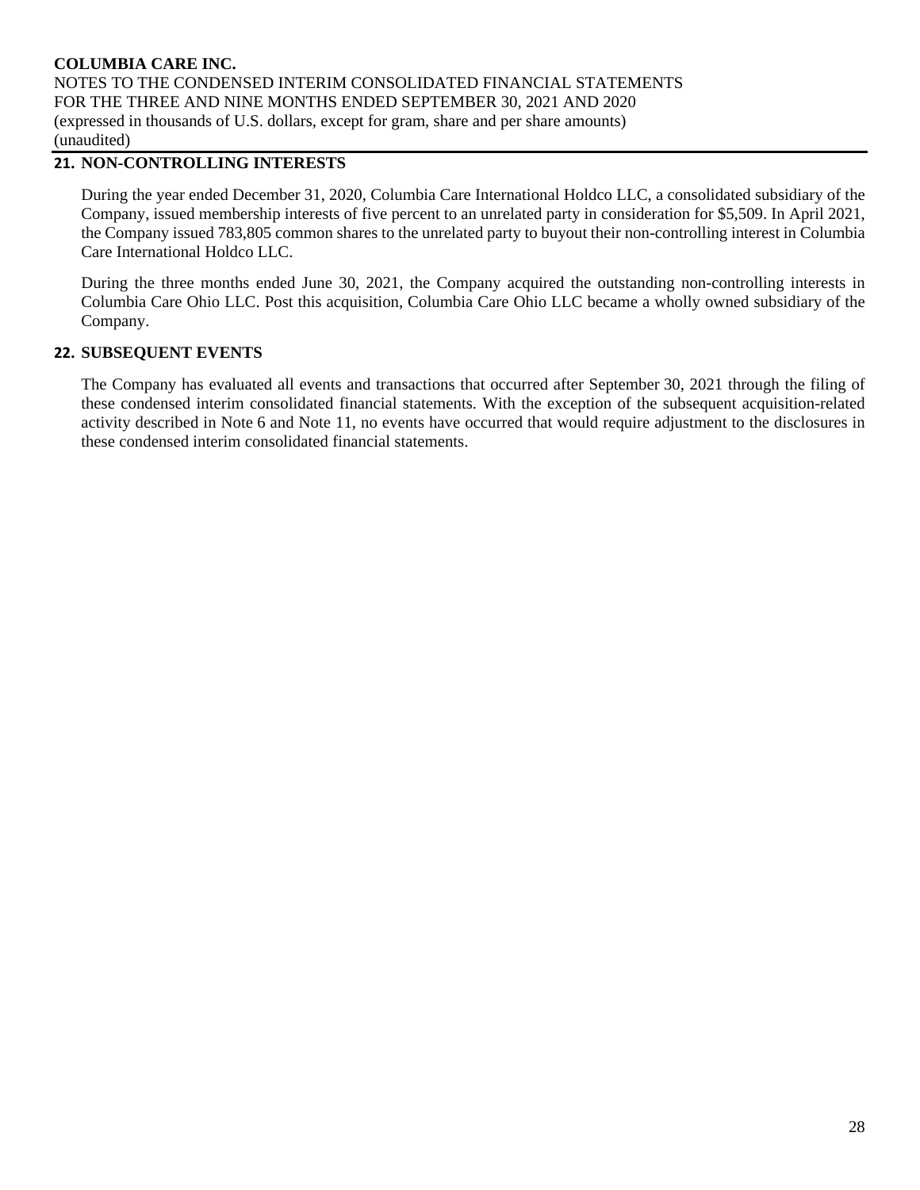## 21. NON-CONTROLLING INTERESTS

During the year ended December 31, 2020, Columbia Care International Holdco LLC, a consolidated subsidiary of the Company, issued membership interests of five percent to an unrelated party in consideration for $5,509. In April 2021, the Company issued 783,805 common shares to the unrelated party to buyout their non-controlling interest in Columbia Care International Holdco LLC.

During the three months ended June 30, 2021, the Company acquired the outstanding non-controlling interests in Columbia Care Ohio LLC. Post this acquisition, Columbia Care Ohio LLC became a wholly owned subsidiary of the Company.

## 22. SUBSEQUENT EVENTS

The Company has evaluated all events and transactions that occurred after September 30, 2021 through the filing of these condensed interim consolidated financial statements. With the exception of the subsequent acquisition-related activity described in Note 6 and Note 11, no events have occurred that would require adjustment to the disclosures in these condensed interim consolidated financial statements.